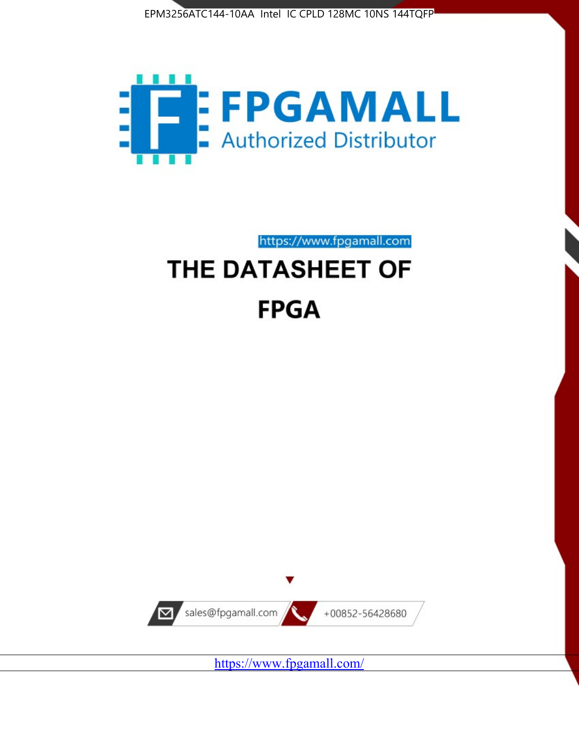EPM3256ATC144-10AA Intel IC CPLD 128MC 10NS 144TQFP

FPGAMALL

Authorized Distributor

https://www.fpgamall.com

# THE DATASHEET OF

# FPGA

sales@fpgamall.com

+00852-56428680

https://www.fpgamall.com/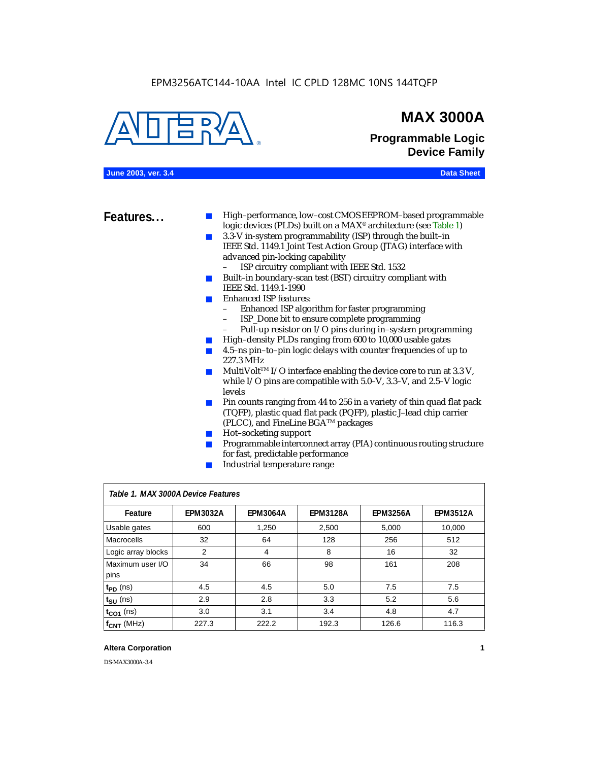EPM3256ATC144-10AA Intel IC CPLD 128MC 10NS 144TQFP

# MAX 3000A

## Programmable Logic Device Family

**June 2003, ver. 3.4** **Data Sheet**

## Features...

- High–performance, low–cost CMOS EEPROM–based programmable logic devices (PLDs) built on a MAX® architecture (see Table 1)
- 3.3-V in-system programmability (ISP) through the built–in IEEE Std. 1149.1 Joint Test Action Group (JTAG) interface with advanced pin-locking capability
  - ISP circuitry compliant with IEEE Std. 1532
- Built–in boundary-scan test (BST) circuitry compliant with IEEE Std. 1149.1-1990
- Enhanced ISP features:
  - Enhanced ISP algorithm for faster programming
  - ISP_Done bit to ensure complete programming
  - Pull-up resistor on I/O pins during in–system programming
- High–density PLDs ranging from 600 to 10,000 usable gates
- 4.5–ns pin–to–pin logic delays with counter frequencies of up to 227.3 MHz
- MultiVolt™ I/O interface enabling the device core to run at 3.3 V, while I/O pins are compatible with 5.0–V, 3.3–V, and 2.5–V logic levels
- Pin counts ranging from 44 to 256 in a variety of thin quad flat pack (TQFP), plastic quad flat pack (PQFP), plastic J–lead chip carrier (PLCC), and FineLine BGA™ packages
- Hot–socketing support
- Programmable interconnect array (PIA) continuous routing structure for fast, predictable performance
- Industrial temperature range

*Table 1. MAX 3000A Device Features*

| Feature | EPM3032A | EPM3064A | EPM3128A | EPM3256A | EPM3512A |
|---|---|---|---|---|---|
| Usable gates | 600 | 1,250 | 2,500 | 5,000 | 10,000 |
| Macrocells | 32 | 64 | 128 | 256 | 512 |
| Logic array blocks | 2 | 4 | 8 | 16 | 32 |
| Maximum user I/O pins | 34 | 66 | 98 | 161 | 208 |
| $t_{PD}$ (ns) | 4.5 | 4.5 | 5.0 | 7.5 | 7.5 |
| $t_{SU}$ (ns) | 2.9 | 2.8 | 3.3 | 5.2 | 5.6 |
| $t_{CO1}$ (ns) | 3.0 | 3.1 | 3.4 | 4.8 | 4.7 |
| $f_{CNT}$ (MHz) | 227.3 | 222.2 | 192.3 | 126.6 | 116.3 |

**Altera Corporation**

DS-MAX3000A-3.4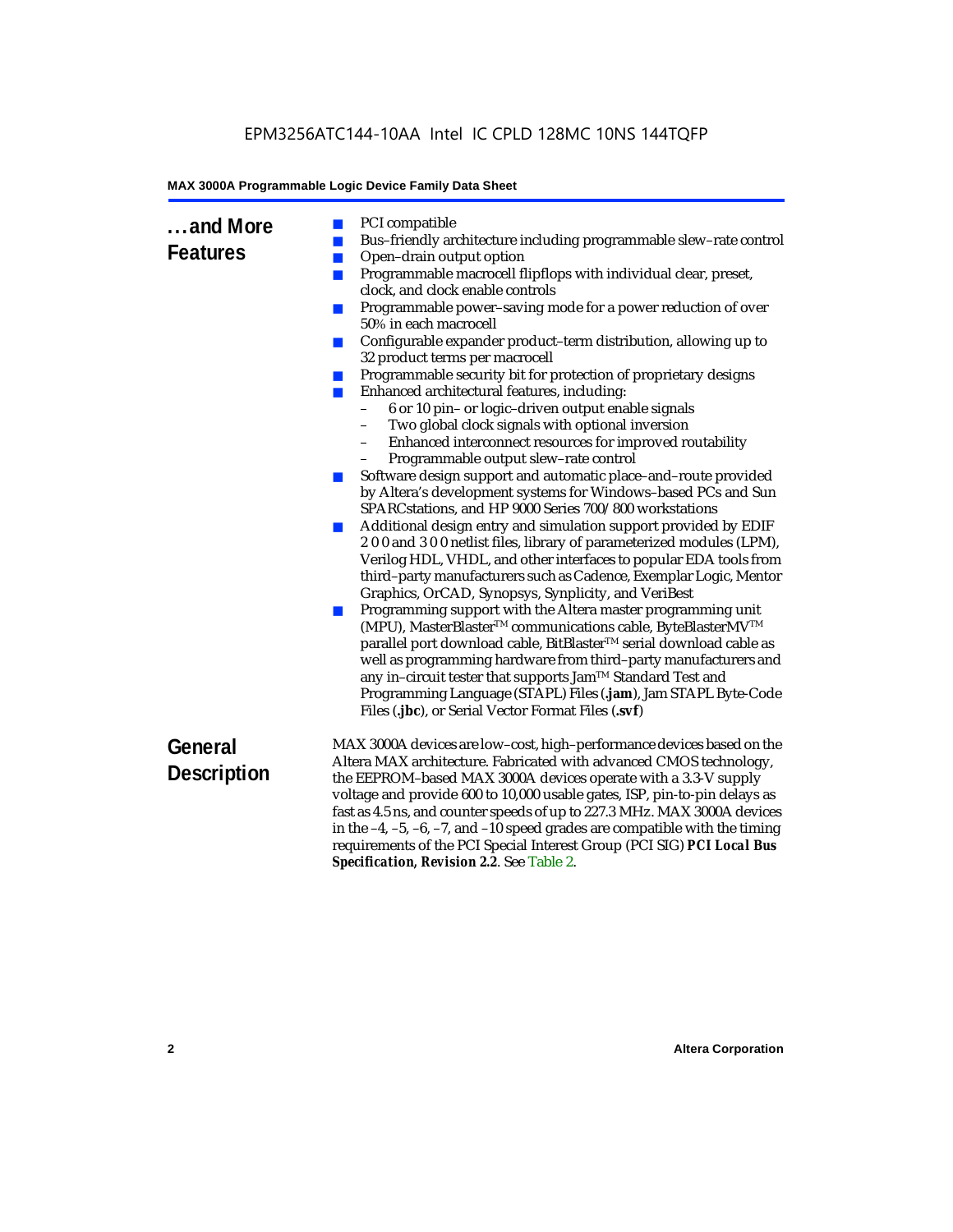## ...and More Features

- PCI compatible
- Bus–friendly architecture including programmable slew–rate control
- Open–drain output option
- Programmable macrocell flipflops with individual clear, preset, clock, and clock enable controls
- Programmable power–saving mode for a power reduction of over 50% in each macrocell
- Configurable expander product–term distribution, allowing up to 32 product terms per macrocell
- Programmable security bit for protection of proprietary designs
- Enhanced architectural features, including:
  - 6 or 10 pin– or logic–driven output enable signals
  - Two global clock signals with optional inversion
  - Enhanced interconnect resources for improved routability
  - Programmable output slew–rate control
- Software design support and automatic place–and–route provided by Altera's development systems for Windows–based PCs and Sun SPARCstations, and HP 9000 Series 700/800 workstations
- Additional design entry and simulation support provided by EDIF 2 0 0 and 3 0 0 netlist files, library of parameterized modules (LPM), Verilog HDL, VHDL, and other interfaces to popular EDA tools from third–party manufacturers such as Cadence, Exemplar Logic, Mentor Graphics, OrCAD, Synopsys, Synplicity, and VeriBest
- Programming support with the Altera master programming unit (MPU), MasterBlaster™ communications cable, ByteBlasterMV™ parallel port download cable, BitBlaster™ serial download cable as well as programming hardware from third–party manufacturers and any in–circuit tester that supports Jam™ Standard Test and Programming Language (STAPL) Files (**.jam**), Jam STAPL Byte-Code Files (**.jbc**), or Serial Vector Format Files (**.svf**)

## General Description

MAX 3000A devices are low–cost, high–performance devices based on the Altera MAX architecture. Fabricated with advanced CMOS technology, the EEPROM–based MAX 3000A devices operate with a 3.3-V supply voltage and provide 600 to 10,000 usable gates, ISP, pin-to-pin delays as fast as 4.5 ns, and counter speeds of up to 227.3 MHz. MAX 3000A devices in the –4, –5, –6, –7, and –10 speed grades are compatible with the timing requirements of the PCI Special Interest Group (PCI SIG) ***PCI Local Bus Specification, Revision 2.2***. See Table 2.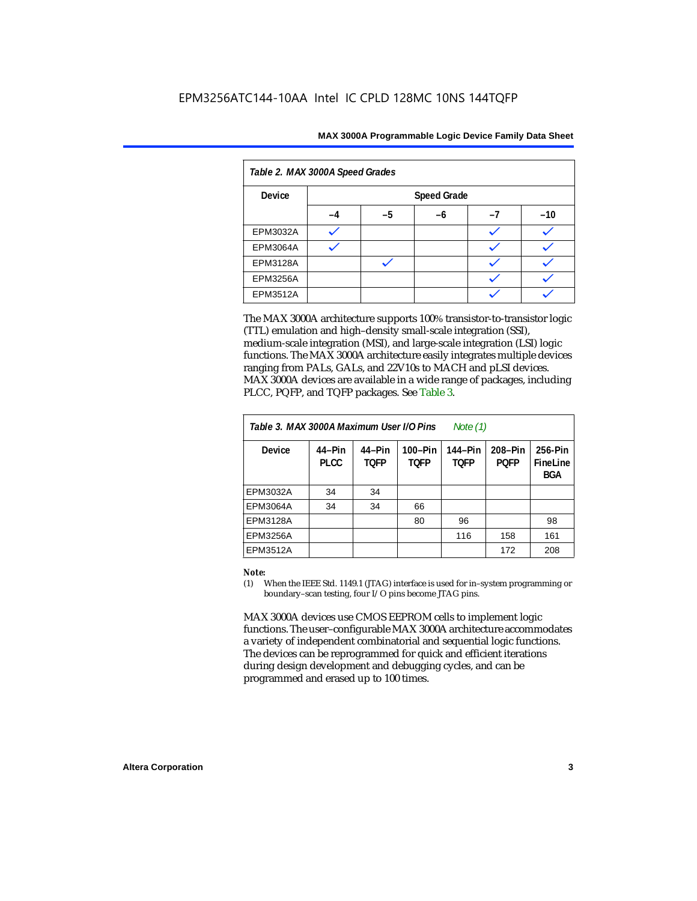**Table 2. MAX 3000A Speed Grades**

| Device | Speed Grade | | | | |
|---|---|---|---|---|---|
| | –4 | –5 | –6 | –7 | –10 |
| EPM3032A | ✓ | | | ✓ | ✓ |
| EPM3064A | ✓ | | | ✓ | ✓ |
| EPM3128A | | ✓ | | ✓ | ✓ |
| EPM3256A | | | | ✓ | ✓ |
| EPM3512A | | | | ✓ | ✓ |

The MAX 3000A architecture supports 100% transistor-to-transistor logic (TTL) emulation and high–density small-scale integration (SSI), medium-scale integration (MSI), and large-scale integration (LSI) logic functions. The MAX 3000A architecture easily integrates multiple devices ranging from PALs, GALs, and 22V10s to MACH and pLSI devices. MAX 3000A devices are available in a wide range of packages, including PLCC, PQFP, and TQFP packages. See Table 3.

**Table 3. MAX 3000A Maximum User I/O Pins** *Note (1)*

| Device | 44–Pin PLCC | 44–Pin TQFP | 100–Pin TQFP | 144–Pin TQFP | 208–Pin PQFP | 256-Pin FineLine BGA |
|---|---|---|---|---|---|---|
| EPM3032A | 34 | 34 | | | | |
| EPM3064A | 34 | 34 | 66 | | | |
| EPM3128A | | | 80 | 96 | | 98 |
| EPM3256A | | | | 116 | 158 | 161 |
| EPM3512A | | | | | 172 | 208 |

**Note:**

(1) When the IEEE Std. 1149.1 (JTAG) interface is used for in–system programming or boundary–scan testing, four I/O pins become JTAG pins.

MAX 3000A devices use CMOS EEPROM cells to implement logic functions. The user–configurable MAX 3000A architecture accommodates a variety of independent combinatorial and sequential logic functions. The devices can be reprogrammed for quick and efficient iterations during design development and debugging cycles, and can be programmed and erased up to 100 times.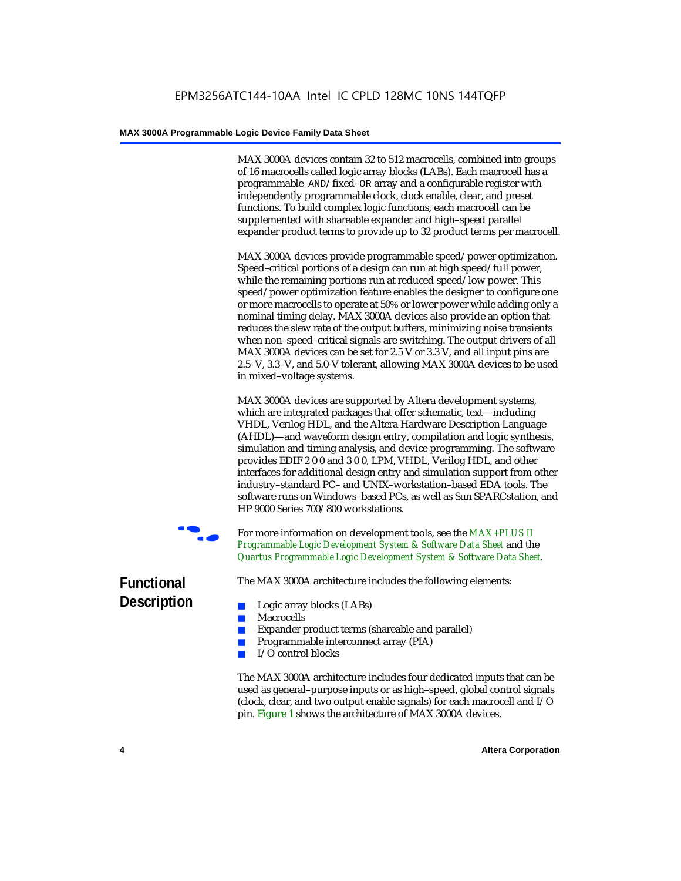MAX 3000A devices contain 32 to 512 macrocells, combined into groups of 16 macrocells called logic array blocks (LABs). Each macrocell has a programmable–AND/fixed–OR array and a configurable register with independently programmable clock, clock enable, clear, and preset functions. To build complex logic functions, each macrocell can be supplemented with shareable expander and high–speed parallel expander product terms to provide up to 32 product terms per macrocell.

MAX 3000A devices provide programmable speed/power optimization. Speed–critical portions of a design can run at high speed/full power, while the remaining portions run at reduced speed/low power. This speed/power optimization feature enables the designer to configure one or more macrocells to operate at 50% or lower power while adding only a nominal timing delay. MAX 3000A devices also provide an option that reduces the slew rate of the output buffers, minimizing noise transients when non–speed–critical signals are switching. The output drivers of all MAX 3000A devices can be set for 2.5 V or 3.3 V, and all input pins are 2.5–V, 3.3–V, and 5.0-V tolerant, allowing MAX 3000A devices to be used in mixed–voltage systems.

MAX 3000A devices are supported by Altera development systems, which are integrated packages that offer schematic, text—including VHDL, Verilog HDL, and the Altera Hardware Description Language (AHDL)—and waveform design entry, compilation and logic synthesis, simulation and timing analysis, and device programming. The software provides EDIF 2 0 0 and 3 0 0, LPM, VHDL, Verilog HDL, and other interfaces for additional design entry and simulation support from other industry–standard PC– and UNIX–workstation–based EDA tools. The software runs on Windows–based PCs, as well as Sun SPARCstation, and HP 9000 Series 700/800 workstations.

For more information on development tools, see the *MAX+PLUS II Programmable Logic Development System & Software Data Sheet* and the *Quartus Programmable Logic Development System & Software Data Sheet*.

## Functional Description

The MAX 3000A architecture includes the following elements:

- Logic array blocks (LABs)
- Macrocells
- Expander product terms (shareable and parallel)
- Programmable interconnect array (PIA)
- I/O control blocks

The MAX 3000A architecture includes four dedicated inputs that can be used as general–purpose inputs or as high–speed, global control signals (clock, clear, and two output enable signals) for each macrocell and I/O pin. Figure 1 shows the architecture of MAX 3000A devices.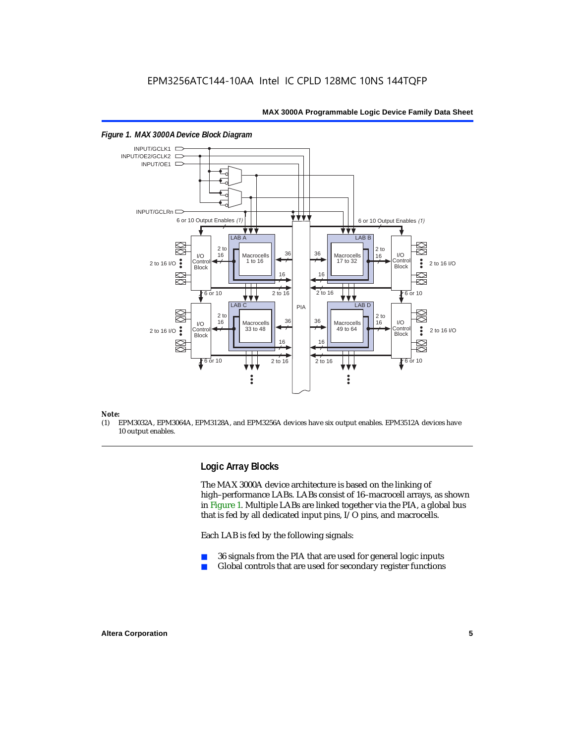EPM3256ATC144-10AA Intel IC CPLD 128MC 10NS 144TQFP

*Figure 1. MAX 3000A Device Block Diagram*

*Note:*

(1) EPM3032A, EPM3064A, EPM3128A, and EPM3256A devices have six output enables. EPM3512A devices have 10 output enables.

## Logic Array Blocks

The MAX 3000A device architecture is based on the linking of high–performance LABs. LABs consist of 16–macrocell arrays, as shown in Figure 1. Multiple LABs are linked together via the PIA, a global bus that is fed by all dedicated input pins, I/O pins, and macrocells.

Each LAB is fed by the following signals:

- 36 signals from the PIA that are used for general logic inputs
- Global controls that are used for secondary register functions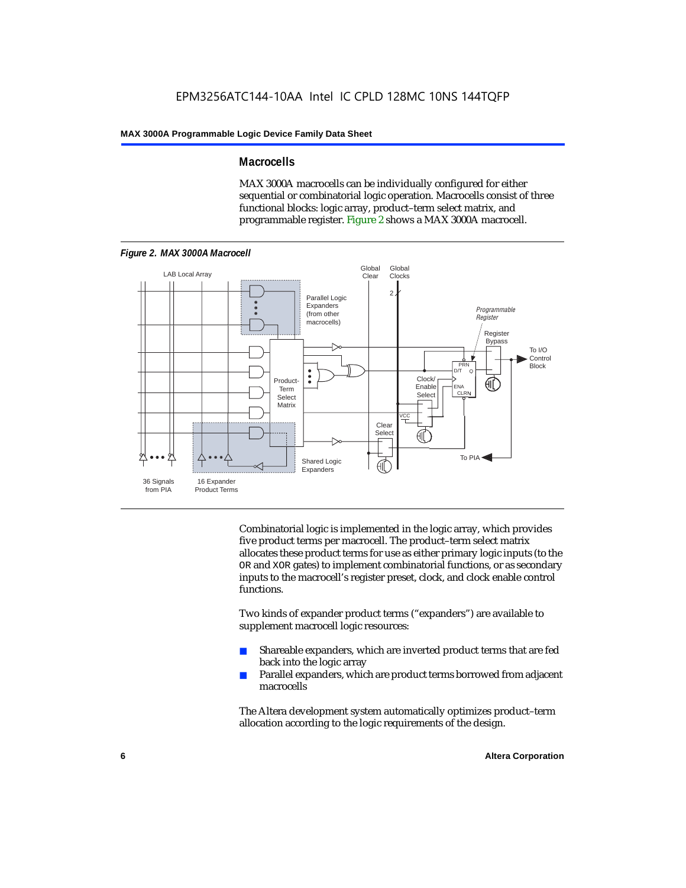## Macrocells

MAX 3000A macrocells can be individually configured for either sequential or combinatorial logic operation. Macrocells consist of three functional blocks: logic array, product-term select matrix, and programmable register. Figure 2 shows a MAX 3000A macrocell.

*Figure 2. MAX 3000A Macrocell*

Combinatorial logic is implemented in the logic array, which provides five product terms per macrocell. The product-term select matrix allocates these product terms for use as either primary logic inputs (to the OR and XOR gates) to implement combinatorial functions, or as secondary inputs to the macrocell's register preset, clock, and clock enable control functions.

Two kinds of expander product terms ("expanders") are available to supplement macrocell logic resources:

- Shareable expanders, which are inverted product terms that are fed back into the logic array
- Parallel expanders, which are product terms borrowed from adjacent macrocells

The Altera development system automatically optimizes product-term allocation according to the logic requirements of the design.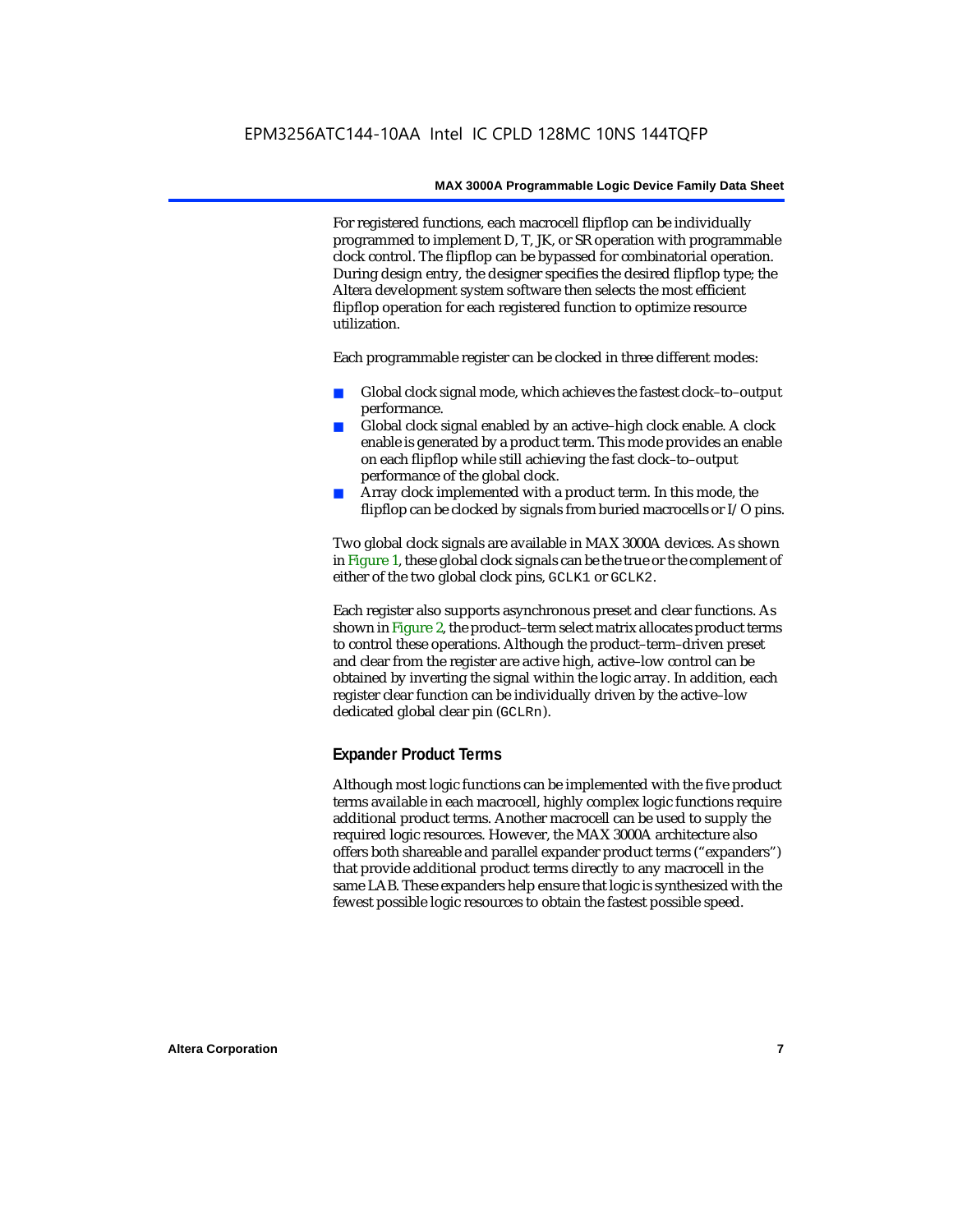For registered functions, each macrocell flipflop can be individually programmed to implement D, T, JK, or SR operation with programmable clock control. The flipflop can be bypassed for combinatorial operation. During design entry, the designer specifies the desired flipflop type; the Altera development system software then selects the most efficient flipflop operation for each registered function to optimize resource utilization.

Each programmable register can be clocked in three different modes:

- Global clock signal mode, which achieves the fastest clock–to–output performance.
- Global clock signal enabled by an active–high clock enable. A clock enable is generated by a product term. This mode provides an enable on each flipflop while still achieving the fast clock–to–output performance of the global clock.
- Array clock implemented with a product term. In this mode, the flipflop can be clocked by signals from buried macrocells or I/O pins.

Two global clock signals are available in MAX 3000A devices. As shown in Figure 1, these global clock signals can be the true or the complement of either of the two global clock pins, `GCLK1` or `GCLK2`.

Each register also supports asynchronous preset and clear functions. As shown in Figure 2, the product–term select matrix allocates product terms to control these operations. Although the product–term–driven preset and clear from the register are active high, active–low control can be obtained by inverting the signal within the logic array. In addition, each register clear function can be individually driven by the active–low dedicated global clear pin (`GCLRn`).

### Expander Product Terms

Although most logic functions can be implemented with the five product terms available in each macrocell, highly complex logic functions require additional product terms. Another macrocell can be used to supply the required logic resources. However, the MAX 3000A architecture also offers both shareable and parallel expander product terms ("expanders") that provide additional product terms directly to any macrocell in the same LAB. These expanders help ensure that logic is synthesized with the fewest possible logic resources to obtain the fastest possible speed.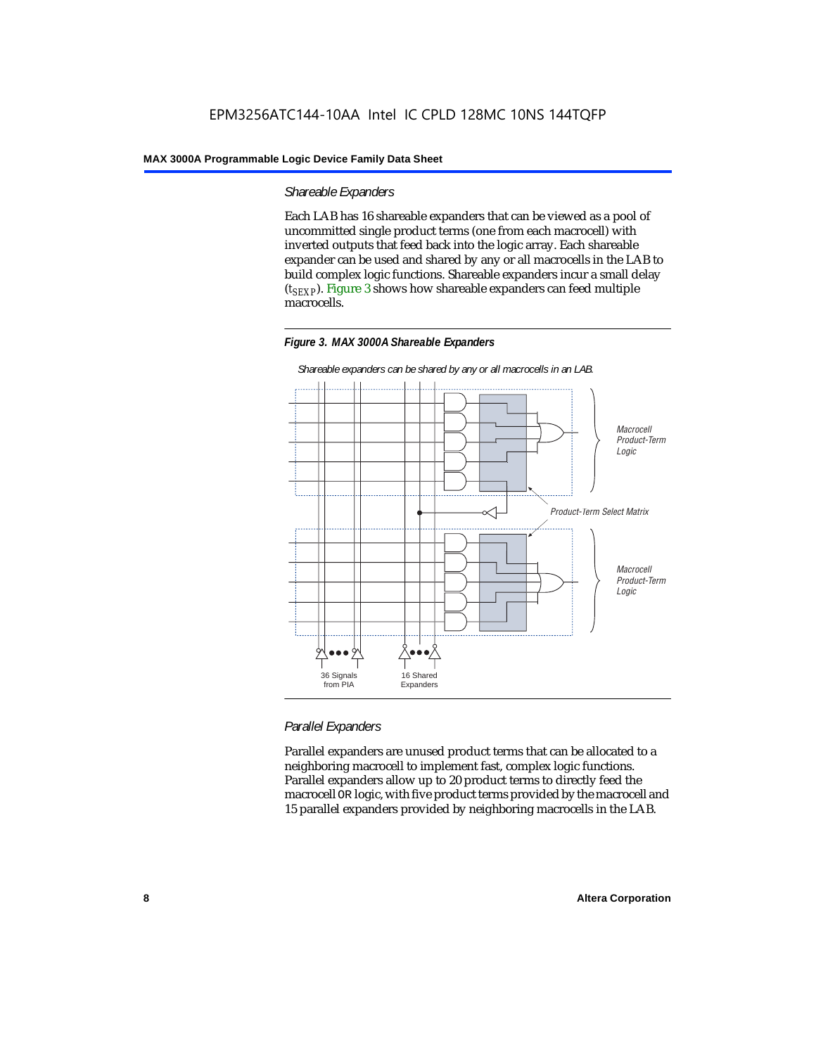### Shareable Expanders

Each LAB has 16 shareable expanders that can be viewed as a pool of uncommitted single product terms (one from each macrocell) with inverted outputs that feed back into the logic array. Each shareable expander can be used and shared by any or all macrocells in the LAB to build complex logic functions. Shareable expanders incur a small delay ($t_{SEXP}$). Figure 3 shows how shareable expanders can feed multiple macrocells.

**Figure 3. MAX 3000A Shareable Expanders**

*Shareable expanders can be shared by any or all macrocells in an LAB.*

### Parallel Expanders

Parallel expanders are unused product terms that can be allocated to a neighboring macrocell to implement fast, complex logic functions. Parallel expanders allow up to 20 product terms to directly feed the macrocell OR logic, with five product terms provided by the macrocell and 15 parallel expanders provided by neighboring macrocells in the LAB.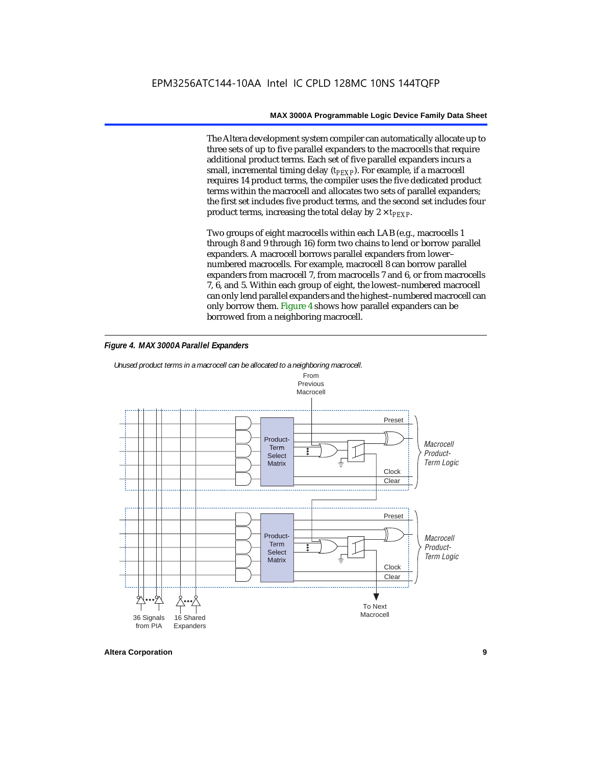The Altera development system compiler can automatically allocate up to three sets of up to five parallel expanders to the macrocells that require additional product terms. Each set of five parallel expanders incurs a small, incremental timing delay ($t_{PEXP}$). For example, if a macrocell requires 14 product terms, the compiler uses the five dedicated product terms within the macrocell and allocates two sets of parallel expanders; the first set includes five product terms, and the second set includes four product terms, increasing the total delay by $2 \times t_{PEXP}$.

Two groups of eight macrocells within each LAB (e.g., macrocells 1 through 8 and 9 through 16) form two chains to lend or borrow parallel expanders. A macrocell borrows parallel expanders from lower–numbered macrocells. For example, macrocell 8 can borrow parallel expanders from macrocell 7, from macrocells 7 and 6, or from macrocells 7, 6, and 5. Within each group of eight, the lowest–numbered macrocell can only lend parallel expanders and the highest–numbered macrocell can only borrow them. Figure 4 shows how parallel expanders can be borrowed from a neighboring macrocell.

*Figure 4. MAX 3000A Parallel Expanders*

*Unused product terms in a macrocell can be allocated to a neighboring macrocell.*

From Previous Macrocell

Preset

Product-Term Select Matrix

*Macrocell Product-Term Logic*

Clock

Clear

Preset

Product-Term Select Matrix

*Macrocell Product-Term Logic*

Clock

Clear

36 Signals from PIA

16 Shared Expanders

To Next Macrocell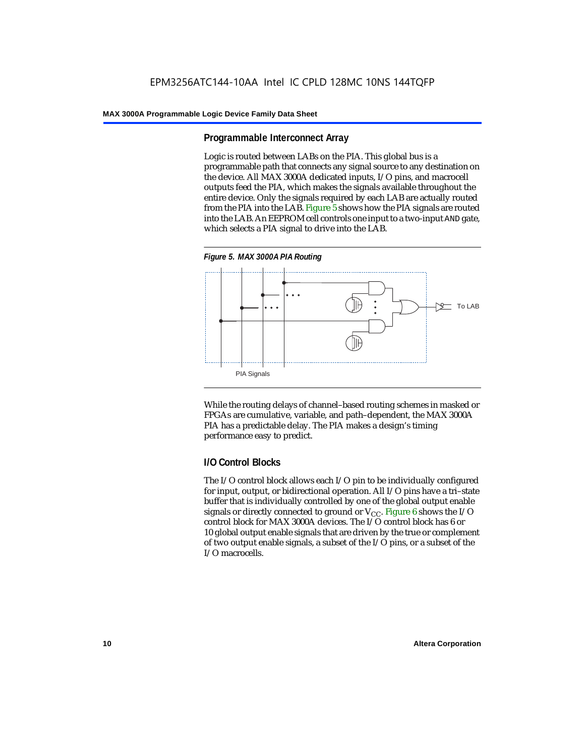## Programmable Interconnect Array

Logic is routed between LABs on the PIA. This global bus is a programmable path that connects any signal source to any destination on the device. All MAX 3000A dedicated inputs, I/O pins, and macrocell outputs feed the PIA, which makes the signals available throughout the entire device. Only the signals required by each LAB are actually routed from the PIA into the LAB. Figure 5 shows how the PIA signals are routed into the LAB. An EEPROM cell controls one input to a two-input AND gate, which selects a PIA signal to drive into the LAB.

*Figure 5. MAX 3000A PIA Routing*

While the routing delays of channel–based routing schemes in masked or FPGAs are cumulative, variable, and path–dependent, the MAX 3000A PIA has a predictable delay. The PIA makes a design's timing performance easy to predict.

## I/O Control Blocks

The I/O control block allows each I/O pin to be individually configured for input, output, or bidirectional operation. All I/O pins have a tri–state buffer that is individually controlled by one of the global output enable signals or directly connected to ground or $V_{CC}$. Figure 6 shows the I/O control block for MAX 3000A devices. The I/O control block has 6 or 10 global output enable signals that are driven by the true or complement of two output enable signals, a subset of the I/O pins, or a subset of the I/O macrocells.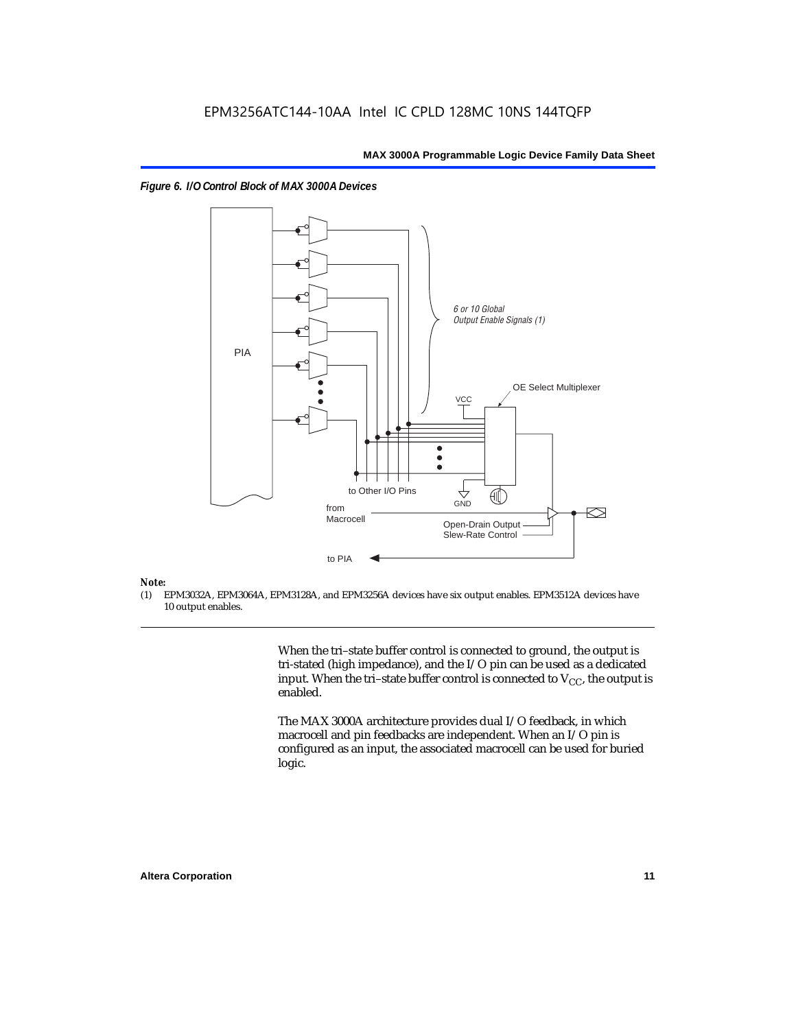*Figure 6. I/O Control Block of MAX 3000A Devices*

PIA

6 or 10 Global Output Enable Signals (1)

OE Select Multiplexer

VCC

GND

to Other I/O Pins

from Macrocell

Open-Drain Output

Slew-Rate Control

to PIA

**Note:**

(1) EPM3032A, EPM3064A, EPM3128A, and EPM3256A devices have six output enables. EPM3512A devices have 10 output enables.

When the tri–state buffer control is connected to ground, the output is tri-stated (high impedance), and the I/O pin can be used as a dedicated input. When the tri–state buffer control is connected to $V_{CC}$, the output is enabled.

The MAX 3000A architecture provides dual I/O feedback, in which macrocell and pin feedbacks are independent. When an I/O pin is configured as an input, the associated macrocell can be used for buried logic.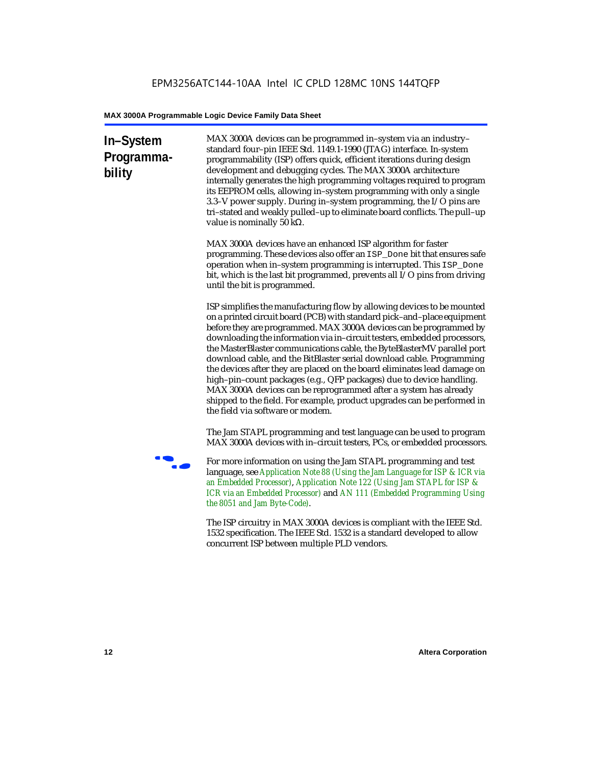## In–System Programmability

MAX 3000A devices can be programmed in–system via an industry–standard four–pin IEEE Std. 1149.1-1990 (JTAG) interface. In-system programmability (ISP) offers quick, efficient iterations during design development and debugging cycles. The MAX 3000A architecture internally generates the high programming voltages required to program its EEPROM cells, allowing in–system programming with only a single 3.3–V power supply. During in–system programming, the I/O pins are tri–stated and weakly pulled–up to eliminate board conflicts. The pull–up value is nominally 50 kΩ.

MAX 3000A devices have an enhanced ISP algorithm for faster programming. These devices also offer an `ISP_Done` bit that ensures safe operation when in–system programming is interrupted. This `ISP_Done` bit, which is the last bit programmed, prevents all I/O pins from driving until the bit is programmed.

ISP simplifies the manufacturing flow by allowing devices to be mounted on a printed circuit board (PCB) with standard pick–and–place equipment before they are programmed. MAX 3000A devices can be programmed by downloading the information via in–circuit testers, embedded processors, the MasterBlaster communications cable, the ByteBlasterMV parallel port download cable, and the BitBlaster serial download cable. Programming the devices after they are placed on the board eliminates lead damage on high–pin–count packages (e.g., QFP packages) due to device handling. MAX 3000A devices can be reprogrammed after a system has already shipped to the field. For example, product upgrades can be performed in the field via software or modem.

The Jam STAPL programming and test language can be used to program MAX 3000A devices with in–circuit testers, PCs, or embedded processors.

For more information on using the Jam STAPL programming and test language, see *Application Note 88 (Using the Jam Language for ISP & ICR via an Embedded Processor)*, *Application Note 122 (Using Jam STAPL for ISP & ICR via an Embedded Processor)* and *AN 111 (Embedded Programming Using the 8051 and Jam Byte-Code)*.

The ISP circuitry in MAX 3000A devices is compliant with the IEEE Std. 1532 specification. The IEEE Std. 1532 is a standard developed to allow concurrent ISP between multiple PLD vendors.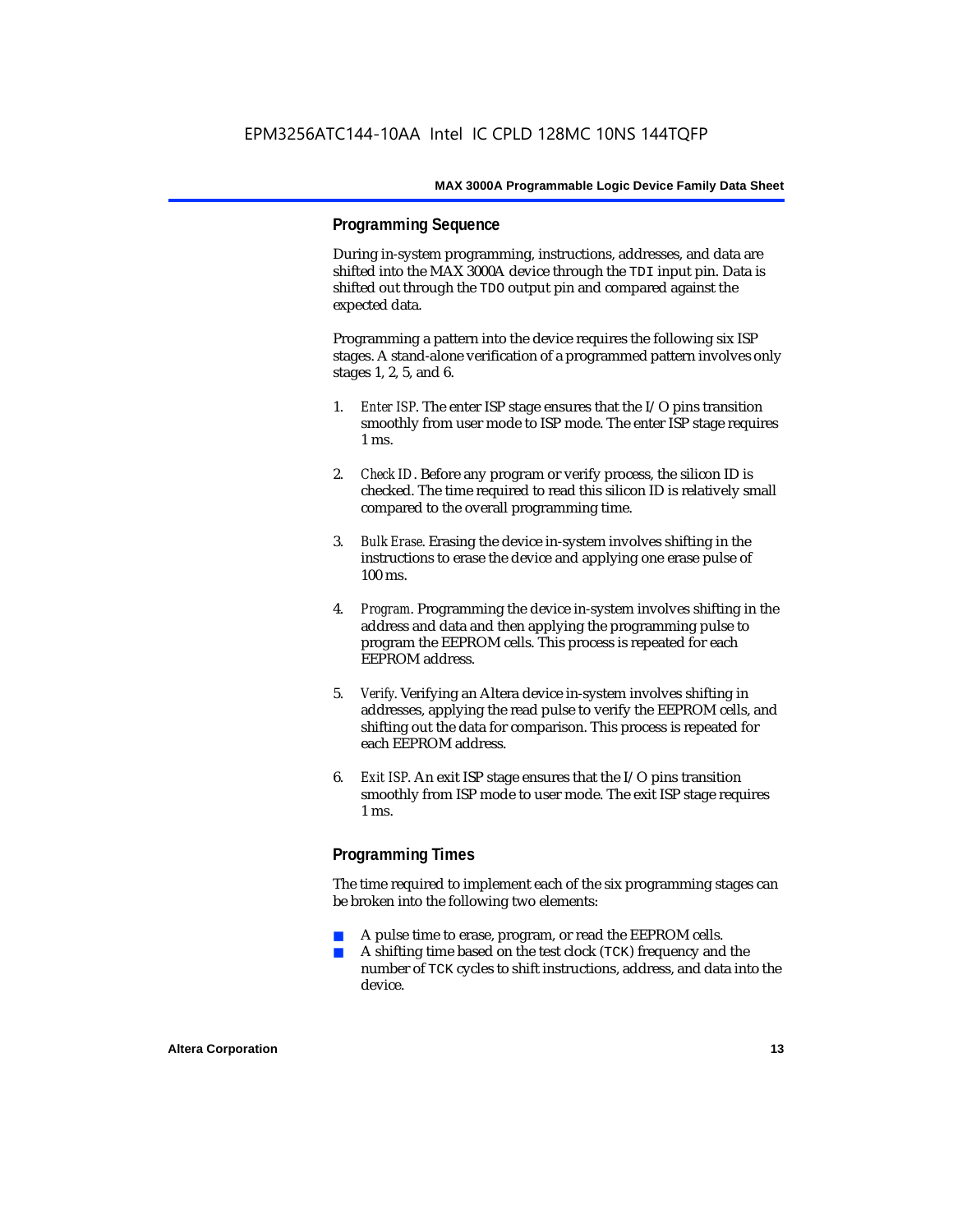### Programming Sequence

During in-system programming, instructions, addresses, and data are shifted into the MAX 3000A device through the `TDI` input pin. Data is shifted out through the `TDO` output pin and compared against the expected data.

Programming a pattern into the device requires the following six ISP stages. A stand-alone verification of a programmed pattern involves only stages 1, 2, 5, and 6.

1. *Enter ISP*. The enter ISP stage ensures that the I/O pins transition smoothly from user mode to ISP mode. The enter ISP stage requires 1 ms.
2. *Check ID*. Before any program or verify process, the silicon ID is checked. The time required to read this silicon ID is relatively small compared to the overall programming time.
3. *Bulk Erase*. Erasing the device in-system involves shifting in the instructions to erase the device and applying one erase pulse of 100 ms.
4. *Program*. Programming the device in-system involves shifting in the address and data and then applying the programming pulse to program the EEPROM cells. This process is repeated for each EEPROM address.
5. *Verify*. Verifying an Altera device in-system involves shifting in addresses, applying the read pulse to verify the EEPROM cells, and shifting out the data for comparison. This process is repeated for each EEPROM address.
6. *Exit ISP*. An exit ISP stage ensures that the I/O pins transition smoothly from ISP mode to user mode. The exit ISP stage requires 1 ms.

### Programming Times

The time required to implement each of the six programming stages can be broken into the following two elements:

- A pulse time to erase, program, or read the EEPROM cells.
- A shifting time based on the test clock (`TCK`) frequency and the number of `TCK` cycles to shift instructions, address, and data into the device.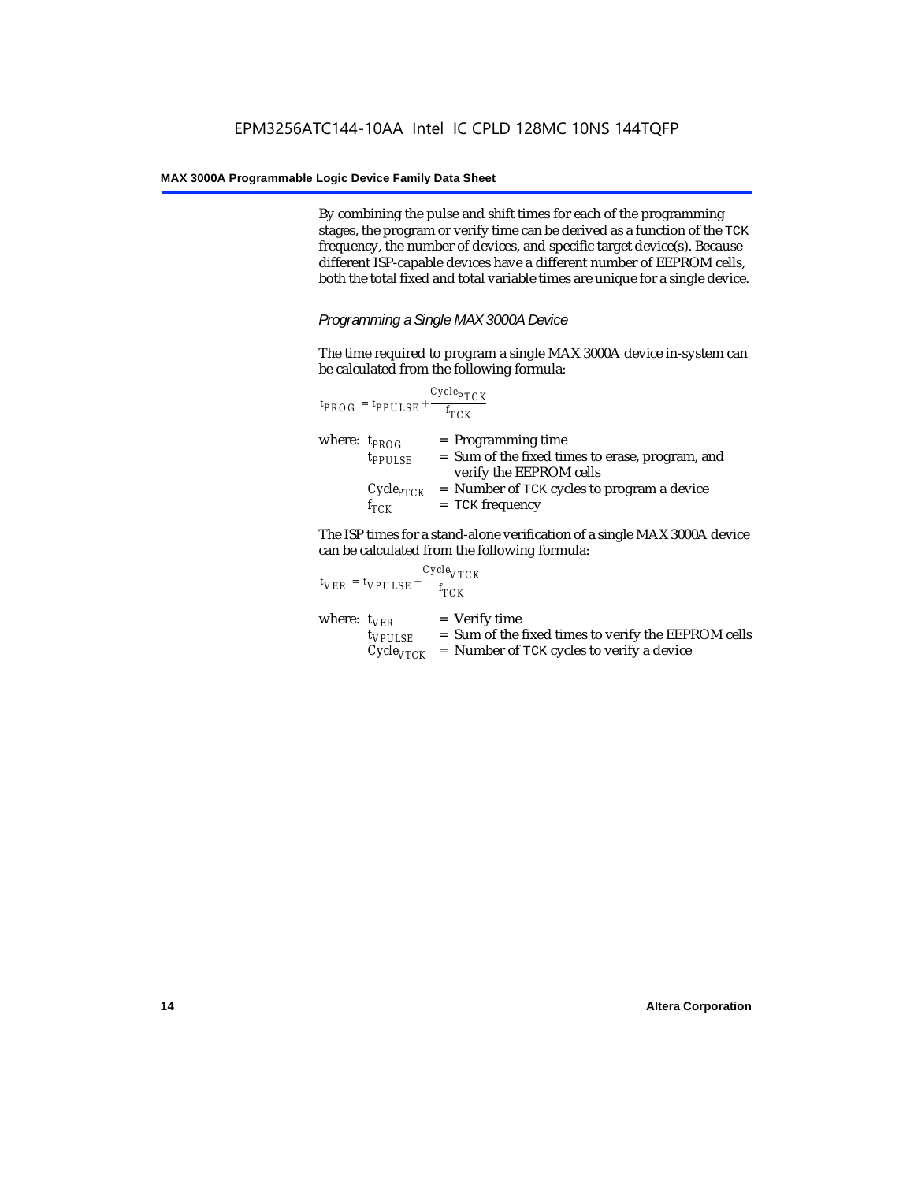By combining the pulse and shift times for each of the programming stages, the program or verify time can be derived as a function of the TCK frequency, the number of devices, and specific target device(s). Because different ISP-capable devices have a different number of EEPROM cells, both the total fixed and total variable times are unique for a single device.

### *Programming a Single MAX 3000A Device*

The time required to program a single MAX 3000A device in-system can be calculated from the following formula:

$$t_{PROG} = t_{PPULSE} + \frac{Cycle_{PTCK}}{f_{TCK}}$$

where:
- $t_{PROG}$ = Programming time
- $t_{PPULSE}$ = Sum of the fixed times to erase, program, and verify the EEPROM cells
- $Cycle_{PTCK}$ = Number of TCK cycles to program a device
- $f_{TCK}$ = TCK frequency

The ISP times for a stand-alone verification of a single MAX 3000A device can be calculated from the following formula:

$$t_{VER} = t_{VPULSE} + \frac{Cycle_{VTCK}}{f_{TCK}}$$

where:
- $t_{VER}$ = Verify time
- $t_{VPULSE}$ = Sum of the fixed times to verify the EEPROM cells
- $Cycle_{VTCK}$ = Number of TCK cycles to verify a device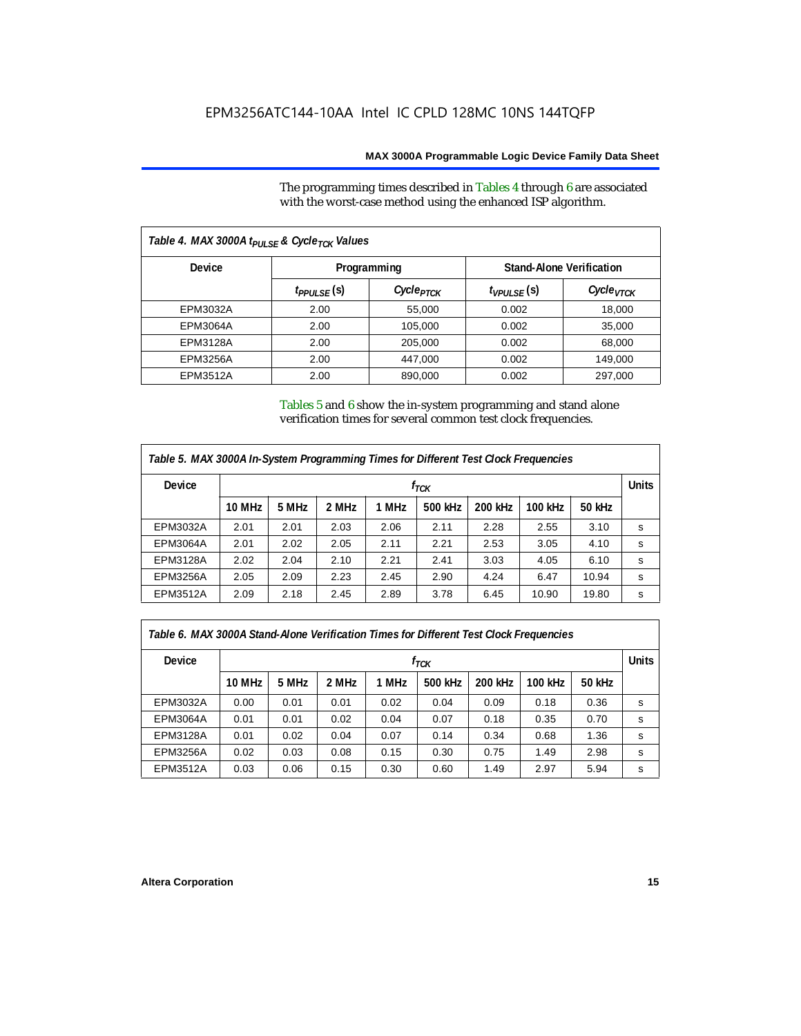The programming times described in Tables 4 through 6 are associated with the worst-case method using the enhanced ISP algorithm.

**Table 4. MAX 3000A $t_{PULSE}$ & $Cycle_{TCK}$ Values**

| Device | Programming | | Stand-Alone Verification | |
|---|---|---|---|---|
| | $t_{PPULSE}$ (s) | $Cycle_{PTCK}$ | $t_{VPULSE}$ (s) | $Cycle_{VTCK}$ |
| EPM3032A | 2.00 | 55,000 | 0.002 | 18,000 |
| EPM3064A | 2.00 | 105,000 | 0.002 | 35,000 |
| EPM3128A | 2.00 | 205,000 | 0.002 | 68,000 |
| EPM3256A | 2.00 | 447,000 | 0.002 | 149,000 |
| EPM3512A | 2.00 | 890,000 | 0.002 | 297,000 |

Tables 5 and 6 show the in-system programming and stand alone verification times for several common test clock frequencies.

**Table 5. MAX 3000A In-System Programming Times for Different Test Clock Frequencies**

| Device | $f_{TCK}$ | | | | | | | | Units |
|---|---|---|---|---|---|---|---|---|---|
| | 10 MHz | 5 MHz | 2 MHz | 1 MHz | 500 kHz | 200 kHz | 100 kHz | 50 kHz | |
| EPM3032A | 2.01 | 2.01 | 2.03 | 2.06 | 2.11 | 2.28 | 2.55 | 3.10 | s |
| EPM3064A | 2.01 | 2.02 | 2.05 | 2.11 | 2.21 | 2.53 | 3.05 | 4.10 | s |
| EPM3128A | 2.02 | 2.04 | 2.10 | 2.21 | 2.41 | 3.03 | 4.05 | 6.10 | s |
| EPM3256A | 2.05 | 2.09 | 2.23 | 2.45 | 2.90 | 4.24 | 6.47 | 10.94 | s |
| EPM3512A | 2.09 | 2.18 | 2.45 | 2.89 | 3.78 | 6.45 | 10.90 | 19.80 | s |

**Table 6. MAX 3000A Stand-Alone Verification Times for Different Test Clock Frequencies**

| Device | $f_{TCK}$ | | | | | | | | Units |
|---|---|---|---|---|---|---|---|---|---|
| | 10 MHz | 5 MHz | 2 MHz | 1 MHz | 500 kHz | 200 kHz | 100 kHz | 50 kHz | |
| EPM3032A | 0.00 | 0.01 | 0.01 | 0.02 | 0.04 | 0.09 | 0.18 | 0.36 | s |
| EPM3064A | 0.01 | 0.01 | 0.02 | 0.04 | 0.07 | 0.18 | 0.35 | 0.70 | s |
| EPM3128A | 0.01 | 0.02 | 0.04 | 0.07 | 0.14 | 0.34 | 0.68 | 1.36 | s |
| EPM3256A | 0.02 | 0.03 | 0.08 | 0.15 | 0.30 | 0.75 | 1.49 | 2.98 | s |
| EPM3512A | 0.03 | 0.06 | 0.15 | 0.30 | 0.60 | 1.49 | 2.97 | 5.94 | s |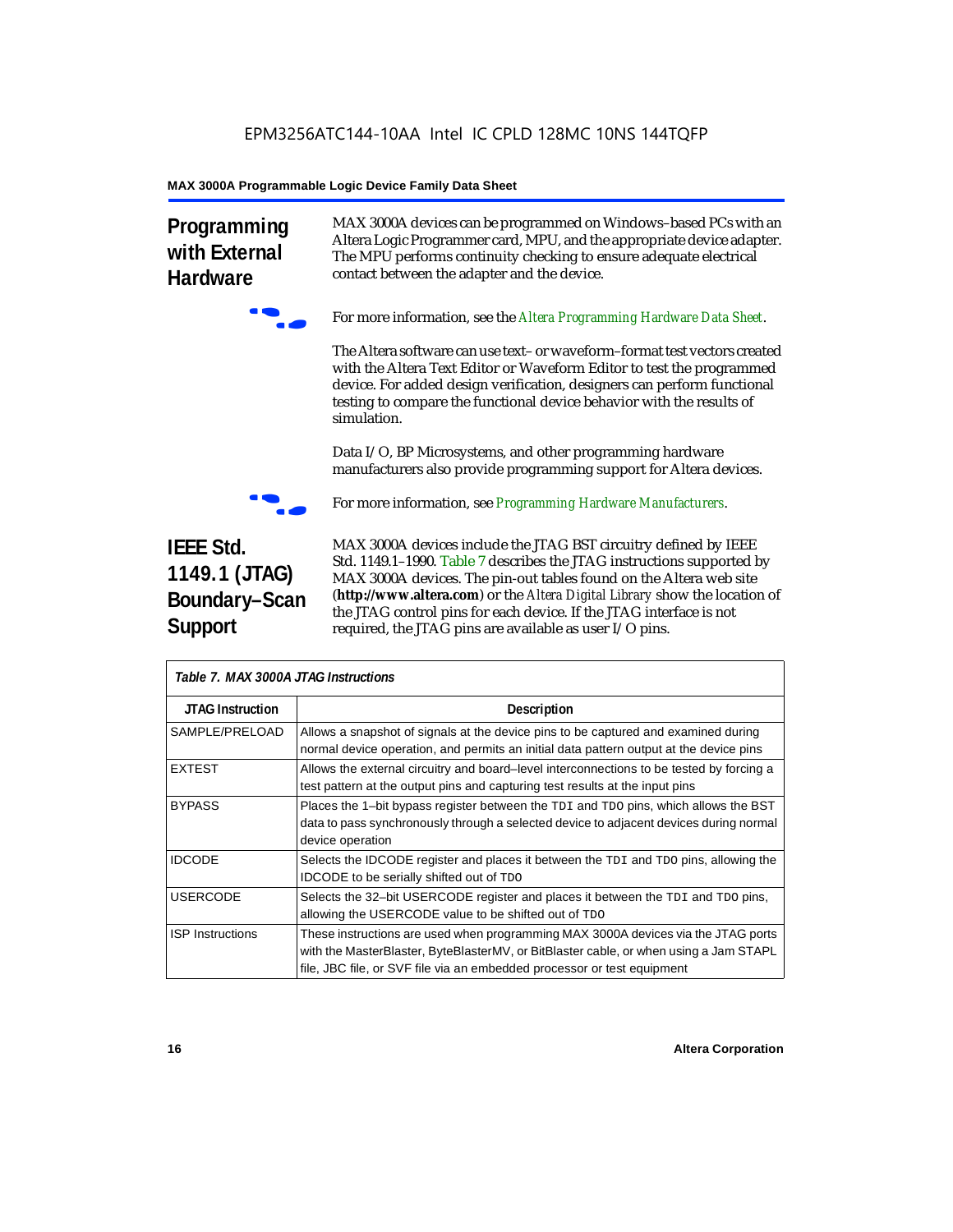## Programming with External Hardware

MAX 3000A devices can be programmed on Windows–based PCs with an Altera Logic Programmer card, MPU, and the appropriate device adapter. The MPU performs continuity checking to ensure adequate electrical contact between the adapter and the device.

For more information, see the *Altera Programming Hardware Data Sheet*.

The Altera software can use text– or waveform–format test vectors created with the Altera Text Editor or Waveform Editor to test the programmed device. For added design verification, designers can perform functional testing to compare the functional device behavior with the results of simulation.

Data I/O, BP Microsystems, and other programming hardware manufacturers also provide programming support for Altera devices.

For more information, see *Programming Hardware Manufacturers*.

## IEEE Std. 1149.1 (JTAG) Boundary–Scan Support

MAX 3000A devices include the JTAG BST circuitry defined by IEEE Std. 1149.1–1990. Table 7 describes the JTAG instructions supported by MAX 3000A devices. The pin-out tables found on the Altera web site (**http://www.altera.com**) or the *Altera Digital Library* show the location of the JTAG control pins for each device. If the JTAG interface is not required, the JTAG pins are available as user I/O pins.

*Table 7. MAX 3000A JTAG Instructions*

| JTAG Instruction | Description |
|---|---|
| SAMPLE/PRELOAD | Allows a snapshot of signals at the device pins to be captured and examined during normal device operation, and permits an initial data pattern output at the device pins |
| EXTEST | Allows the external circuitry and board–level interconnections to be tested by forcing a test pattern at the output pins and capturing test results at the input pins |
| BYPASS | Places the 1–bit bypass register between the TDI and TDO pins, which allows the BST data to pass synchronously through a selected device to adjacent devices during normal device operation |
| IDCODE | Selects the IDCODE register and places it between the TDI and TDO pins, allowing the IDCODE to be serially shifted out of TDO |
| USERCODE | Selects the 32–bit USERCODE register and places it between the TDI and TDO pins, allowing the USERCODE value to be shifted out of TDO |
| ISP Instructions | These instructions are used when programming MAX 3000A devices via the JTAG ports with the MasterBlaster, ByteBlasterMV, or BitBlaster cable, or when using a Jam STAPL file, JBC file, or SVF file via an embedded processor or test equipment |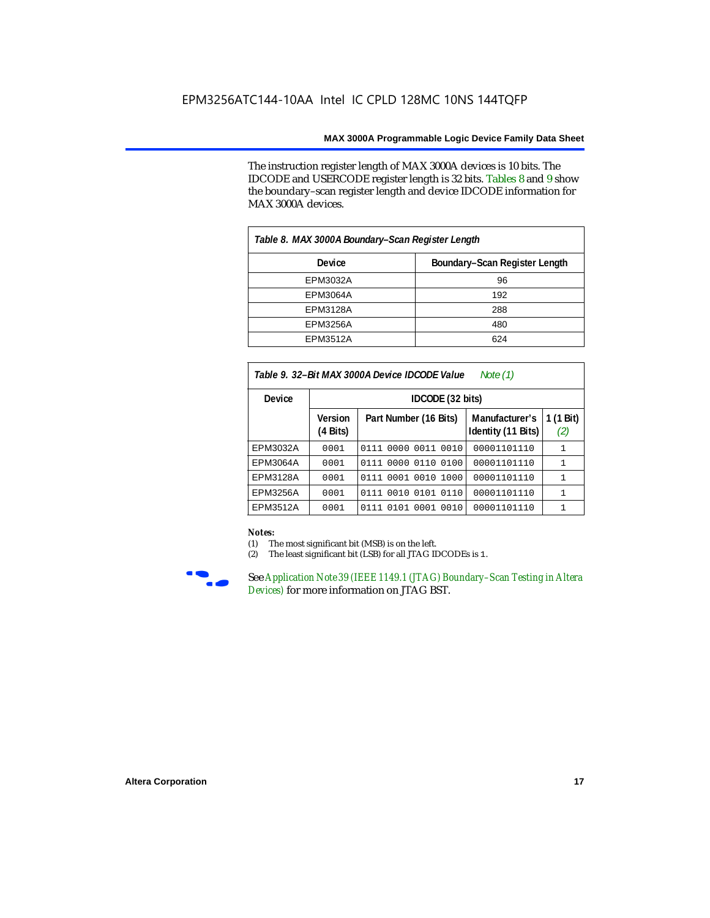The instruction register length of MAX 3000A devices is 10 bits. The IDCODE and USERCODE register length is 32 bits. Tables 8 and 9 show the boundary–scan register length and device IDCODE information for MAX 3000A devices.

*Table 8. MAX 3000A Boundary–Scan Register Length*

| Device | Boundary–Scan Register Length |
|---|---|
| EPM3032A | 96 |
| EPM3064A | 192 |
| EPM3128A | 288 |
| EPM3256A | 480 |
| EPM3512A | 624 |

*Table 9. 32–Bit MAX 3000A Device IDCODE Value Note (1)*

| Device | IDCODE (32 bits) | | | |
|---|---|---|---|---|
| | Version (4 Bits) | Part Number (16 Bits) | Manufacturer's Identity (11 Bits) | 1 (1 Bit) (2) |
| EPM3032A | 0001 | 0111 0000 0011 0010 | 00001101110 | 1 |
| EPM3064A | 0001 | 0111 0000 0110 0100 | 00001101110 | 1 |
| EPM3128A | 0001 | 0111 0001 0010 1000 | 00001101110 | 1 |
| EPM3256A | 0001 | 0111 0010 0101 0110 | 00001101110 | 1 |
| EPM3512A | 0001 | 0111 0101 0001 0010 | 00001101110 | 1 |

**Notes:**

(1) The most significant bit (MSB) is on the left.

(2) The least significant bit (LSB) for all JTAG IDCODEs is 1.

See Application Note 39 (IEEE 1149.1 (JTAG) Boundary–Scan Testing in Altera Devices) for more information on JTAG BST.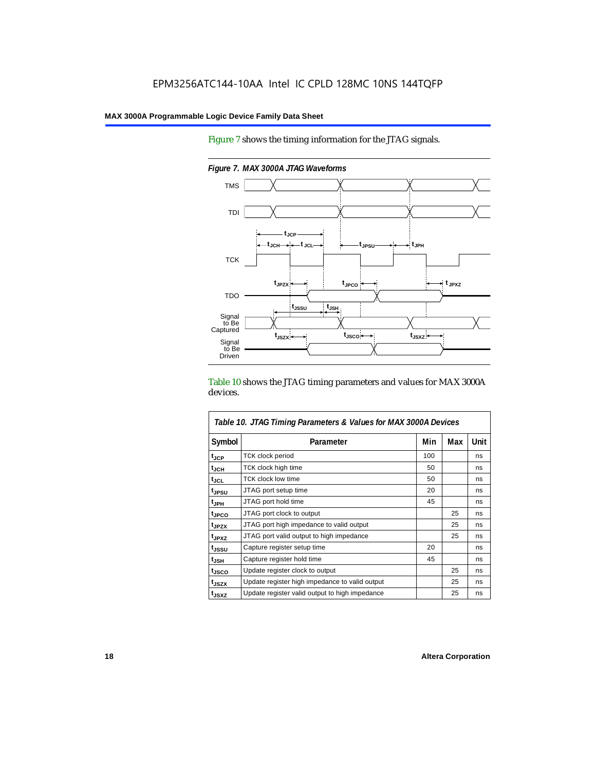Figure 7 shows the timing information for the JTAG signals.

*Figure 7. MAX 3000A JTAG Waveforms*

Table 10 shows the JTAG timing parameters and values for MAX 3000A devices.

| Table 10. JTAG Timing Parameters & Values for MAX 3000A Devices | | | | |
|---|---|---|---|---|
| Symbol | Parameter | Min | Max | Unit |
| $t_{JCP}$ | TCK clock period | 100 | | ns |
| $t_{JCH}$ | TCK clock high time | 50 | | ns |
| $t_{JCL}$ | TCK clock low time | 50 | | ns |
| $t_{JPSU}$ | JTAG port setup time | 20 | | ns |
| $t_{JPH}$ | JTAG port hold time | 45 | | ns |
| $t_{JPCO}$ | JTAG port clock to output | | 25 | ns |
| $t_{JPZX}$ | JTAG port high impedance to valid output | | 25 | ns |
| $t_{JPXZ}$ | JTAG port valid output to high impedance | | 25 | ns |
| $t_{JSSU}$ | Capture register setup time | 20 | | ns |
| $t_{JSH}$ | Capture register hold time | 45 | | ns |
| $t_{JSCO}$ | Update register clock to output | | 25 | ns |
| $t_{JSZX}$ | Update register high impedance to valid output | | 25 | ns |
| $t_{JSXZ}$ | Update register valid output to high impedance | | 25 | ns |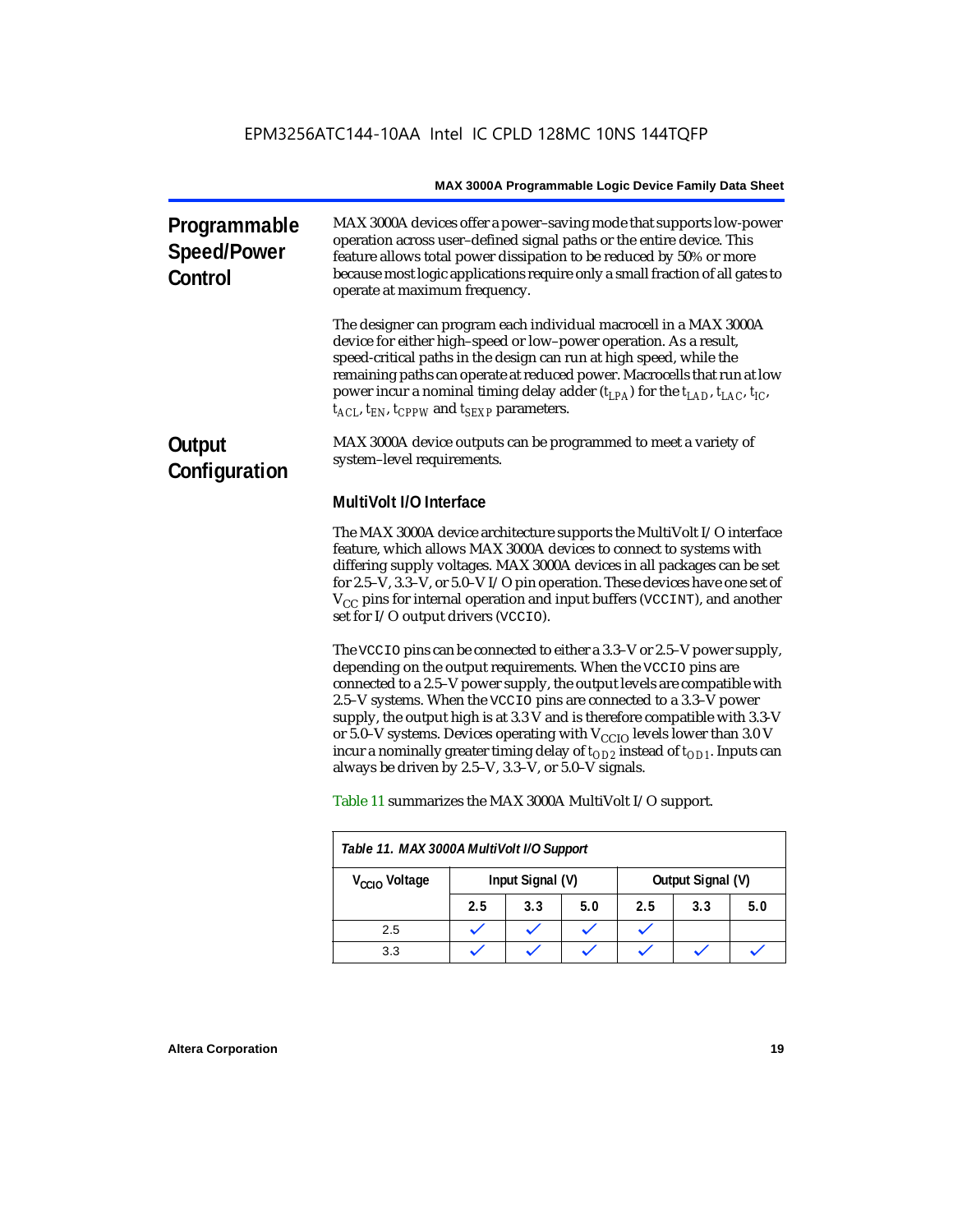## Programmable Speed/Power Control

MAX 3000A devices offer a power–saving mode that supports low-power operation across user–defined signal paths or the entire device. This feature allows total power dissipation to be reduced by 50% or more because most logic applications require only a small fraction of all gates to operate at maximum frequency.

The designer can program each individual macrocell in a MAX 3000A device for either high–speed or low–power operation. As a result, speed-critical paths in the design can run at high speed, while the remaining paths can operate at reduced power. Macrocells that run at low power incur a nominal timing delay adder ($t_{LPA}$) for the $t_{LAD}$, $t_{LAC}$, $t_{IC}$, $t_{ACL}$, $t_{EN}$, $t_{CPPW}$ and $t_{SEXP}$ parameters.

## Output Configuration

MAX 3000A device outputs can be programmed to meet a variety of system–level requirements.

### MultiVolt I/O Interface

The MAX 3000A device architecture supports the MultiVolt I/O interface feature, which allows MAX 3000A devices to connect to systems with differing supply voltages. MAX 3000A devices in all packages can be set for 2.5–V, 3.3–V, or 5.0–V I/O pin operation. These devices have one set of $V_{CC}$ pins for internal operation and input buffers (`VCCINT`), and another set for I/O output drivers (`VCCIO`).

The `VCCIO` pins can be connected to either a 3.3–V or 2.5–V power supply, depending on the output requirements. When the `VCCIO` pins are connected to a 2.5–V power supply, the output levels are compatible with 2.5–V systems. When the `VCCIO` pins are connected to a 3.3–V power supply, the output high is at 3.3 V and is therefore compatible with 3.3-V or 5.0–V systems. Devices operating with $V_{CCIO}$ levels lower than 3.0 V incur a nominally greater timing delay of $t_{OD2}$ instead of $t_{OD1}$. Inputs can always be driven by 2.5–V, 3.3–V, or 5.0–V signals.

Table 11 summarizes the MAX 3000A MultiVolt I/O support.

*Table 11. MAX 3000A MultiVolt I/O Support*

| $V_{CCIO}$ Voltage | Input Signal (V) | | | Output Signal (V) | | |
|---|---|---|---|---|---|---|
| | 2.5 | 3.3 | 5.0 | 2.5 | 3.3 | 5.0 |
| 2.5 | ✓ | ✓ | ✓ | ✓ | | |
| 3.3 | ✓ | ✓ | ✓ | ✓ | ✓ | ✓ |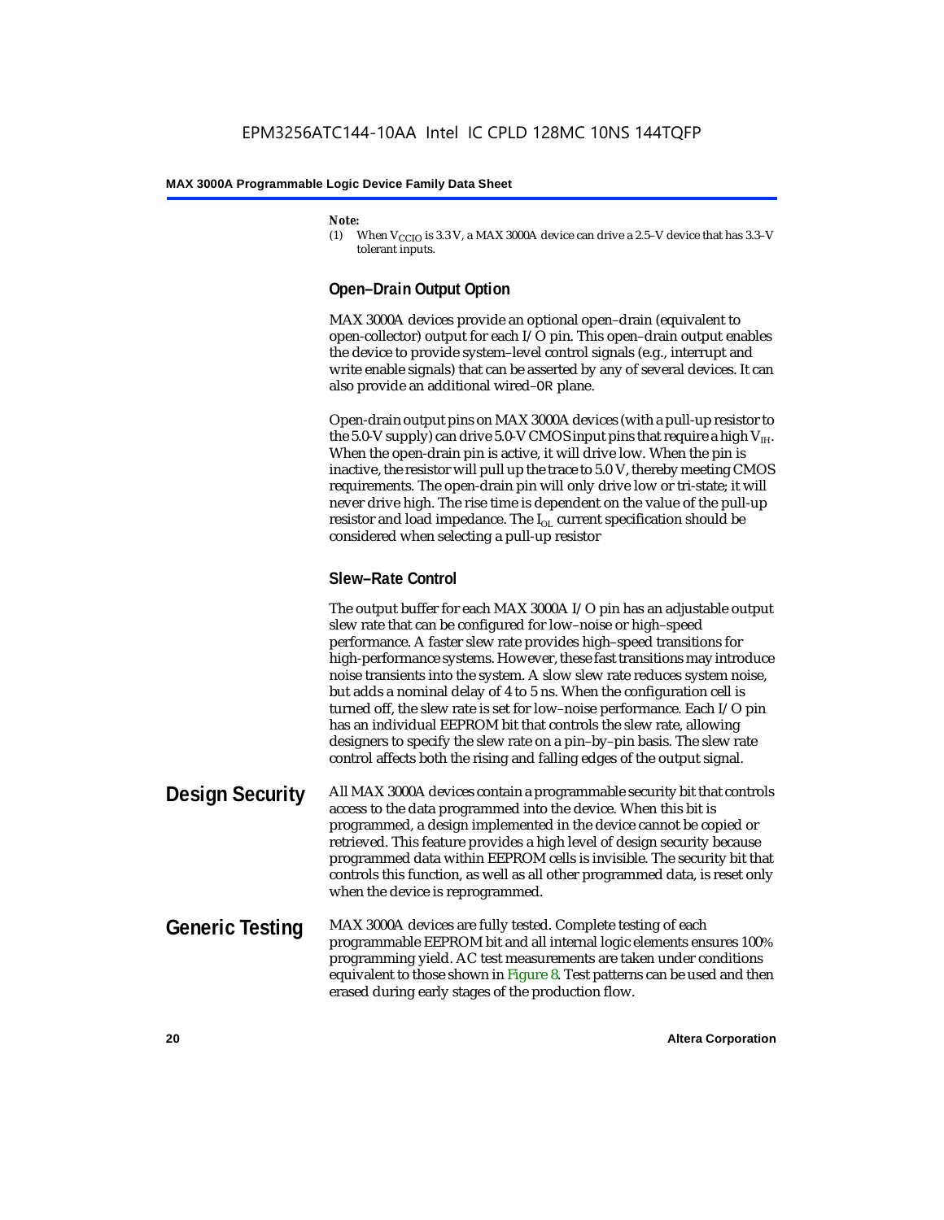*Note:*

(1) When $V_{CCIO}$ is 3.3 V, a MAX 3000A device can drive a 2.5–V device that has 3.3–V tolerant inputs.

### Open–Drain Output Option

MAX 3000A devices provide an optional open–drain (equivalent to open-collector) output for each I/O pin. This open–drain output enables the device to provide system–level control signals (e.g., interrupt and write enable signals) that can be asserted by any of several devices. It can also provide an additional wired–OR plane.

Open-drain output pins on MAX 3000A devices (with a pull-up resistor to the 5.0-V supply) can drive 5.0-V CMOS input pins that require a high $V_{IH}$. When the open-drain pin is active, it will drive low. When the pin is inactive, the resistor will pull up the trace to 5.0 V, thereby meeting CMOS requirements. The open-drain pin will only drive low or tri-state; it will never drive high. The rise time is dependent on the value of the pull-up resistor and load impedance. The $I_{OL}$ current specification should be considered when selecting a pull-up resistor

### Slew–Rate Control

The output buffer for each MAX 3000A I/O pin has an adjustable output slew rate that can be configured for low–noise or high–speed performance. A faster slew rate provides high–speed transitions for high-performance systems. However, these fast transitions may introduce noise transients into the system. A slow slew rate reduces system noise, but adds a nominal delay of 4 to 5 ns. When the configuration cell is turned off, the slew rate is set for low–noise performance. Each I/O pin has an individual EEPROM bit that controls the slew rate, allowing designers to specify the slew rate on a pin–by–pin basis. The slew rate control affects both the rising and falling edges of the output signal.

## Design Security

All MAX 3000A devices contain a programmable security bit that controls access to the data programmed into the device. When this bit is programmed, a design implemented in the device cannot be copied or retrieved. This feature provides a high level of design security because programmed data within EEPROM cells is invisible. The security bit that controls this function, as well as all other programmed data, is reset only when the device is reprogrammed.

## Generic Testing

MAX 3000A devices are fully tested. Complete testing of each programmable EEPROM bit and all internal logic elements ensures 100% programming yield. AC test measurements are taken under conditions equivalent to those shown in Figure 8. Test patterns can be used and then erased during early stages of the production flow.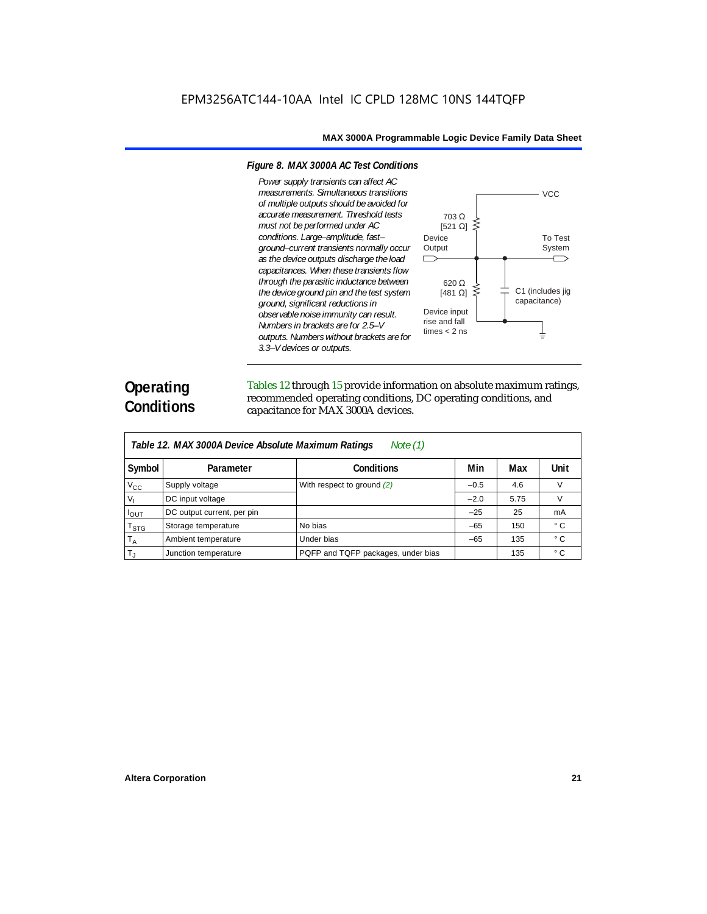*Figure 8. MAX 3000A AC Test Conditions*

*Power supply transients can affect AC measurements. Simultaneous transitions of multiple outputs should be avoided for accurate measurement. Threshold tests must not be performed under AC conditions. Large–amplitude, fast–ground–current transients normally occur as the device outputs discharge the load capacitances. When these transients flow through the parasitic inductance between the device ground pin and the test system ground, significant reductions in observable noise immunity can result. Numbers in brackets are for 2.5–V outputs. Numbers without brackets are for 3.3–V devices or outputs.*

VCC

703 Ω
[521 Ω]

Device Output

To Test System

620 Ω
[481 Ω]

C1 (includes jig capacitance)

Device input rise and fall times < 2 ns

## Operating Conditions

Tables 12 through 15 provide information on absolute maximum ratings, recommended operating conditions, DC operating conditions, and capacitance for MAX 3000A devices.

**Table 12. MAX 3000A Device Absolute Maximum Ratings** *Note (1)*

| Symbol | Parameter | Conditions | Min | Max | Unit |
|---|---|---|---|---|---|
| $V_{CC}$ | Supply voltage | With respect to ground *(2)* | –0.5 | 4.6 | V |
| $V_I$ | DC input voltage | | –2.0 | 5.75 | V |
| $I_{OUT}$ | DC output current, per pin | | –25 | 25 | mA |
| $T_{STG}$ | Storage temperature | No bias | –65 | 150 | ° C |
| $T_A$ | Ambient temperature | Under bias | –65 | 135 | ° C |
| $T_J$ | Junction temperature | PQFP and TQFP packages, under bias | | 135 | ° C |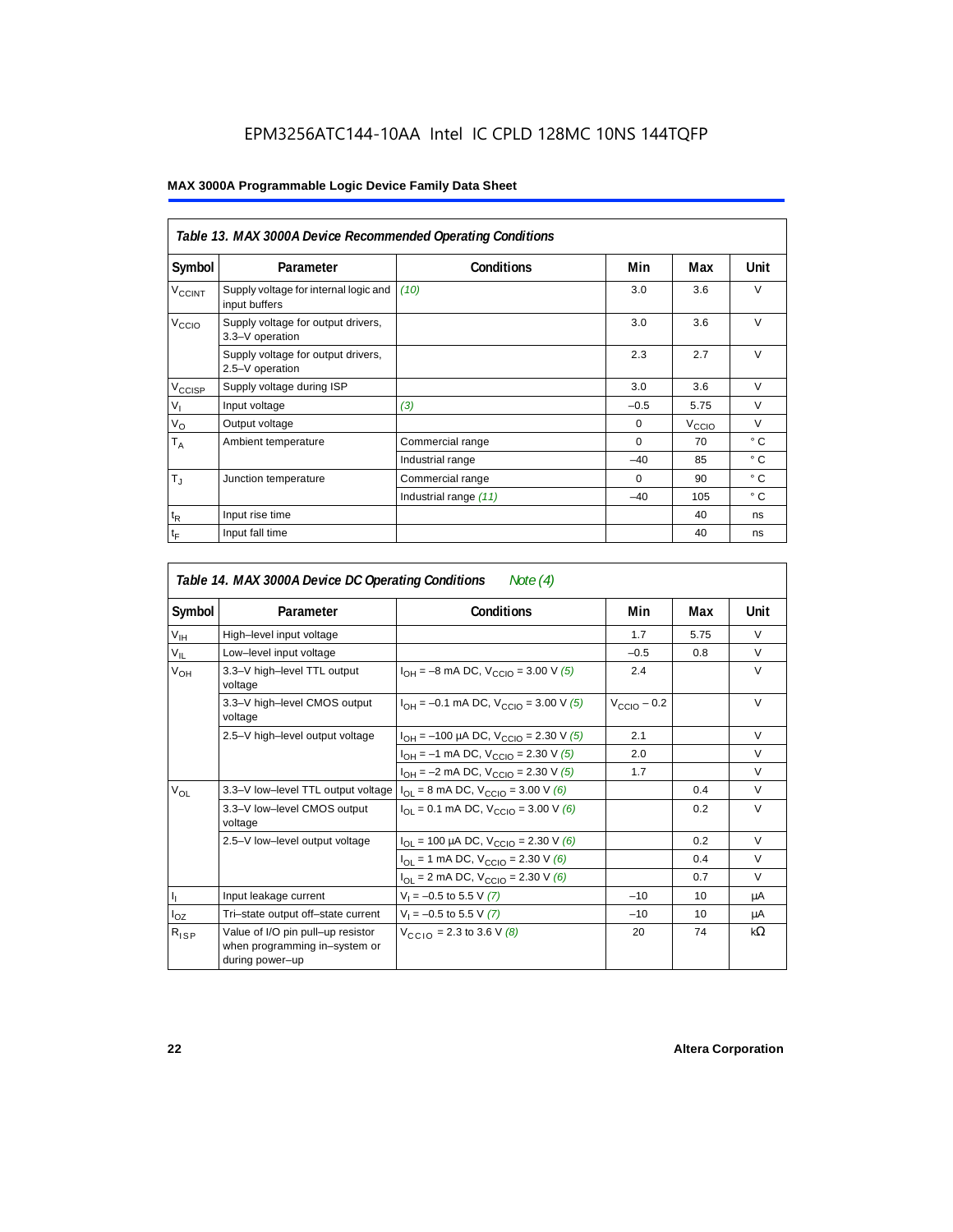EPM3256ATC144-10AA Intel IC CPLD 128MC 10NS 144TQFP

**MAX 3000A Programmable Logic Device Family Data Sheet**

| *Table 13. MAX 3000A Device Recommended Operating Conditions* | | | | | |
|---|---|---|---|---|---|
| **Symbol** | **Parameter** | **Conditions** | **Min** | **Max** | **Unit** |
| $V_{CCINT}$ | Supply voltage for internal logic and input buffers | *(10)* | 3.0 | 3.6 | V |
| $V_{CCIO}$ | Supply voltage for output drivers, 3.3–V operation | | 3.0 | 3.6 | V |
| | Supply voltage for output drivers, 2.5–V operation | | 2.3 | 2.7 | V |
| $V_{CCISP}$ | Supply voltage during ISP | | 3.0 | 3.6 | V |
| $V_I$ | Input voltage | *(3)* | –0.5 | 5.75 | V |
| $V_O$ | Output voltage | | 0 | $V_{CCIO}$ | V |
| $T_A$ | Ambient temperature | Commercial range | 0 | 70 | ° C |
| | | Industrial range | –40 | 85 | ° C |
| $T_J$ | Junction temperature | Commercial range | 0 | 90 | ° C |
| | | Industrial range *(11)* | –40 | 105 | ° C |
| $t_R$ | Input rise time | | | 40 | ns |
| $t_F$ | Input fall time | | | 40 | ns |

| *Table 14. MAX 3000A Device DC Operating Conditions* *Note (4)* | | | | | |
|---|---|---|---|---|---|
| **Symbol** | **Parameter** | **Conditions** | **Min** | **Max** | **Unit** |
| $V_{IH}$ | High–level input voltage | | 1.7 | 5.75 | V |
| $V_{IL}$ | Low–level input voltage | | –0.5 | 0.8 | V |
| $V_{OH}$ | 3.3–V high–level TTL output voltage | $I_{OH}$ = –8 mA DC, $V_{CCIO}$ = 3.00 V *(5)* | 2.4 | | V |
| | 3.3–V high–level CMOS output voltage | $I_{OH}$ = –0.1 mA DC, $V_{CCIO}$ = 3.00 V *(5)* | $V_{CCIO}$ – 0.2 | | V |
| | 2.5–V high–level output voltage | $I_{OH}$ = –100 µA DC, $V_{CCIO}$ = 2.30 V *(5)* | 2.1 | | V |
| | | $I_{OH}$ = –1 mA DC, $V_{CCIO}$ = 2.30 V *(5)* | 2.0 | | V |
| | | $I_{OH}$ = –2 mA DC, $V_{CCIO}$ = 2.30 V *(5)* | 1.7 | | V |
| $V_{OL}$ | 3.3–V low–level TTL output voltage | $I_{OL}$ = 8 mA DC, $V_{CCIO}$ = 3.00 V *(6)* | | 0.4 | V |
| | 3.3–V low–level CMOS output voltage | $I_{OL}$ = 0.1 mA DC, $V_{CCIO}$ = 3.00 V *(6)* | | 0.2 | V |
| | 2.5–V low–level output voltage | $I_{OL}$ = 100 µA DC, $V_{CCIO}$ = 2.30 V *(6)* | | 0.2 | V |
| | | $I_{OL}$ = 1 mA DC, $V_{CCIO}$ = 2.30 V *(6)* | | 0.4 | V |
| | | $I_{OL}$ = 2 mA DC, $V_{CCIO}$ = 2.30 V *(6)* | | 0.7 | V |
| $I_I$ | Input leakage current | $V_I$ = –0.5 to 5.5 V *(7)* | –10 | 10 | µA |
| $I_{OZ}$ | Tri–state output off–state current | $V_I$ = –0.5 to 5.5 V *(7)* | –10 | 10 | µA |
| $R_{ISP}$ | Value of I/O pin pull–up resistor when programming in–system or during power–up | $V_{CCIO}$ = 2.3 to 3.6 V *(8)* | 20 | 74 | kΩ |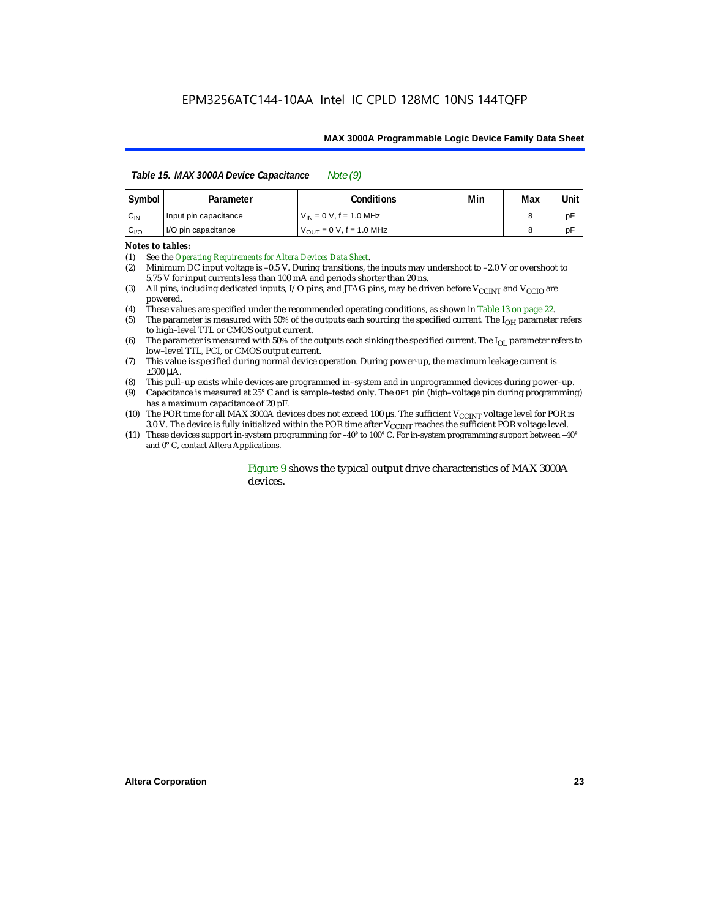**Table 15. MAX 3000A Device Capacitance** *Note (9)*

| Symbol | Parameter | Conditions | Min | Max | Unit |
|---|---|---|---|---|---|
| $C_{IN}$ | Input pin capacitance | $V_{IN}$ = 0 V, f = 1.0 MHz | | 8 | pF |
| $C_{I/O}$ | I/O pin capacitance | $V_{OUT}$ = 0 V, f = 1.0 MHz | | 8 | pF |

***Notes to tables:***

(1) See the *Operating Requirements for Altera Devices Data Sheet*.

(2) Minimum DC input voltage is –0.5 V. During transitions, the inputs may undershoot to –2.0 V or overshoot to 5.75 V for input currents less than 100 mA and periods shorter than 20 ns.

(3) All pins, including dedicated inputs, I/O pins, and JTAG pins, may be driven before $V_{CCINT}$ and $V_{CCIO}$ are powered.

(4) These values are specified under the recommended operating conditions, as shown in Table 13 on page 22.

(5) The parameter is measured with 50% of the outputs each sourcing the specified current. The $I_{OH}$ parameter refers to high–level TTL or CMOS output current.

(6) The parameter is measured with 50% of the outputs each sinking the specified current. The $I_{OL}$ parameter refers to low–level TTL, PCI, or CMOS output current.

(7) This value is specified during normal device operation. During power-up, the maximum leakage current is ±300 μA.

(8) This pull–up exists while devices are programmed in–system and in unprogrammed devices during power–up.

(9) Capacitance is measured at 25° C and is sample–tested only. The `OE1` pin (high–voltage pin during programming) has a maximum capacitance of 20 pF.

(10) The POR time for all MAX 3000A devices does not exceed 100 μs. The sufficient $V_{CCINT}$ voltage level for POR is 3.0 V. The device is fully initialized within the POR time after $V_{CCINT}$ reaches the sufficient POR voltage level.

(11) These devices support in-system programming for –40° to 100° C. For in-system programming support between –40° and 0° C, contact Altera Applications.

Figure 9 shows the typical output drive characteristics of MAX 3000A devices.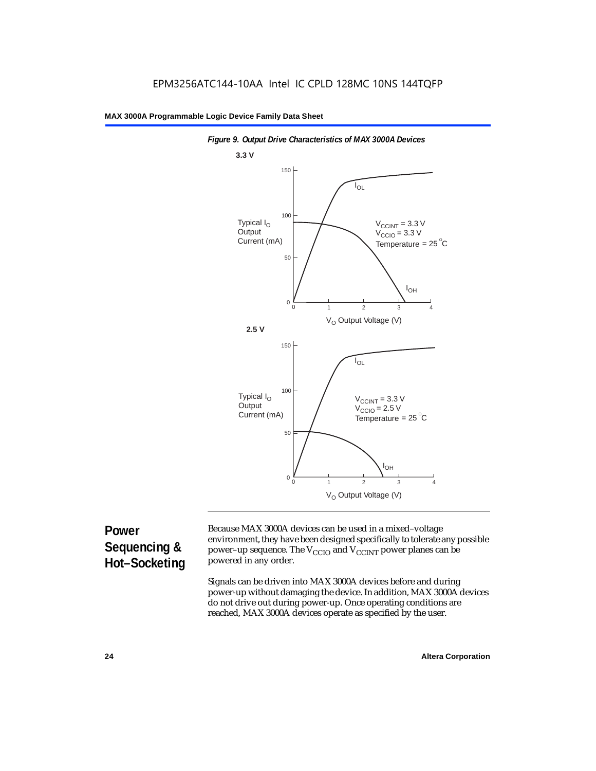*Figure 9. Output Drive Characteristics of MAX 3000A Devices*

**3.3 V**

Typical $I_O$ Output Current (mA)

$V_{CCINT}$ = 3.3 V
$V_{CCIO}$ = 3.3 V
Temperature = 25 °C

$I_{OL}$

$I_{OH}$

$V_O$ Output Voltage (V)

**2.5 V**

Typical $I_O$ Output Current (mA)

$V_{CCINT}$ = 3.3 V
$V_{CCIO}$ = 2.5 V
Temperature = 25 °C

$I_{OL}$

$I_{OH}$

$V_O$ Output Voltage (V)

## Power Sequencing & Hot–Socketing

Because MAX 3000A devices can be used in a mixed–voltage environment, they have been designed specifically to tolerate any possible power–up sequence. The $V_{CCIO}$ and $V_{CCINT}$ power planes can be powered in any order.

Signals can be driven into MAX 3000A devices before and during power-up without damaging the device. In addition, MAX 3000A devices do not drive out during power-up. Once operating conditions are reached, MAX 3000A devices operate as specified by the user.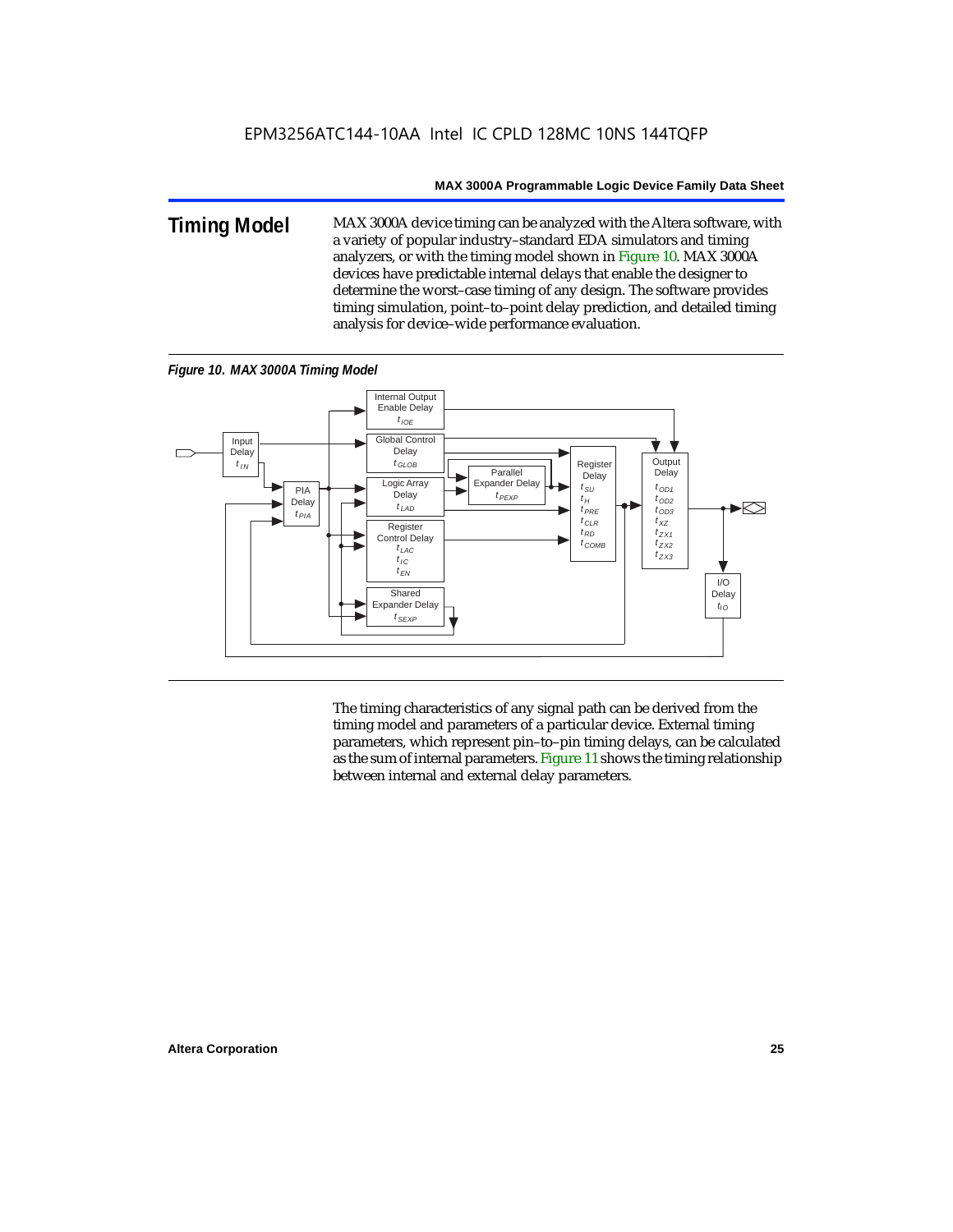## Timing Model

MAX 3000A device timing can be analyzed with the Altera software, with a variety of popular industry–standard EDA simulators and timing analyzers, or with the timing model shown in Figure 10. MAX 3000A devices have predictable internal delays that enable the designer to determine the worst–case timing of any design. The software provides timing simulation, point–to–point delay prediction, and detailed timing analysis for device–wide performance evaluation.

*Figure 10. MAX 3000A Timing Model*

The timing characteristics of any signal path can be derived from the timing model and parameters of a particular device. External timing parameters, which represent pin–to–pin timing delays, can be calculated as the sum of internal parameters. Figure 11 shows the timing relationship between internal and external delay parameters.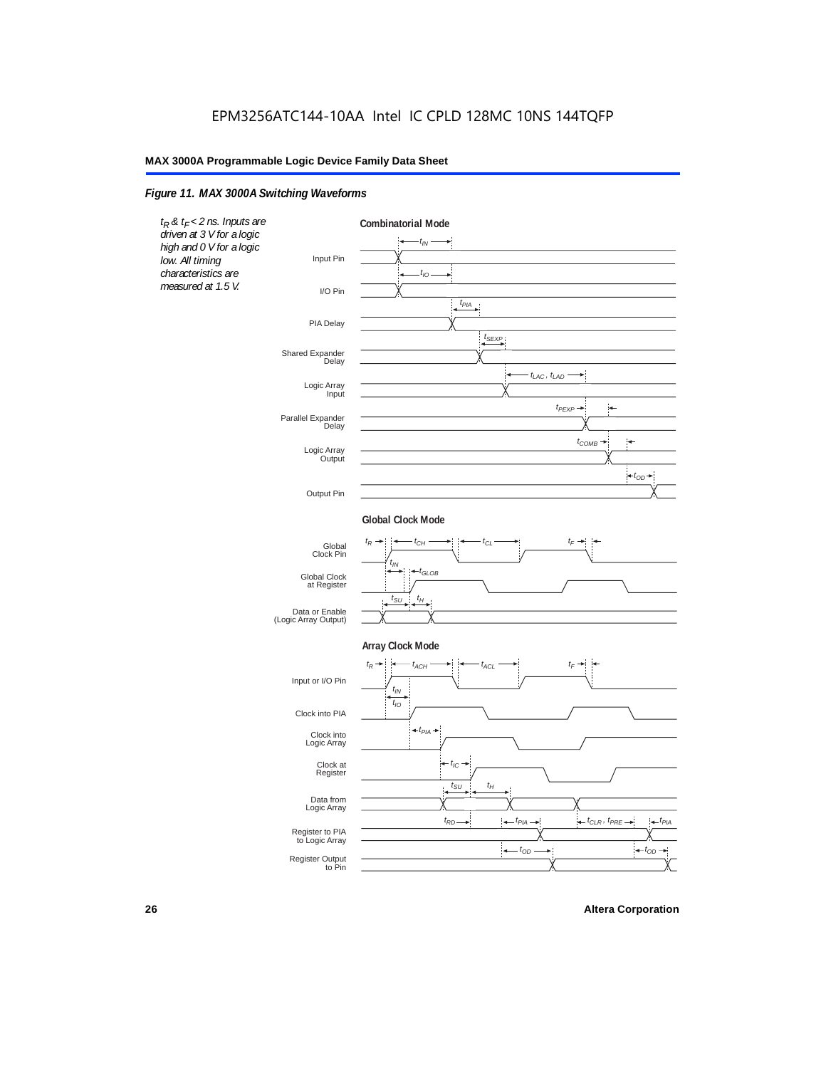EPM3256ATC144-10AA Intel IC CPLD 128MC 10NS 144TQFP

### Figure 11. MAX 3000A Switching Waveforms

*$t_R$ & $t_F$ < 2 ns. Inputs are driven at 3 V for a logic high and 0 V for a logic low. All timing characteristics are measured at 1.5 V.*

**Combinatorial Mode**

Input Pin, I/O Pin, PIA Delay, Shared Expander Delay, Logic Array Input, Parallel Expander Delay, Logic Array Output, Output Pin

$t_{IN}$, $t_{IO}$, $t_{PIA}$, $t_{SEXP}$, $t_{LAC}$, $t_{LAD}$, $t_{PEXP}$, $t_{COMB}$, $t_{OD}$

**Global Clock Mode**

Global Clock Pin, Global Clock at Register, Data or Enable (Logic Array Output)

$t_R$, $t_{CH}$, $t_{CL}$, $t_F$, $t_{IN}$, $t_{GLOB}$, $t_{SU}$, $t_H$

**Array Clock Mode**

Input or I/O Pin, Clock into PIA, Clock into Logic Array, Clock at Register, Data from Logic Array, Register to PIA to Logic Array, Register Output to Pin

$t_R$, $t_{ACH}$, $t_{ACL}$, $t_F$, $t_{IN}$, $t_{IO}$, $t_{PIA}$, $t_{IC}$, $t_{SU}$, $t_H$, $t_{RD}$, $t_{PIA}$, $t_{CLR}$, $t_{PRE}$, $t_{PIA}$, $t_{OD}$, $t_{OD}$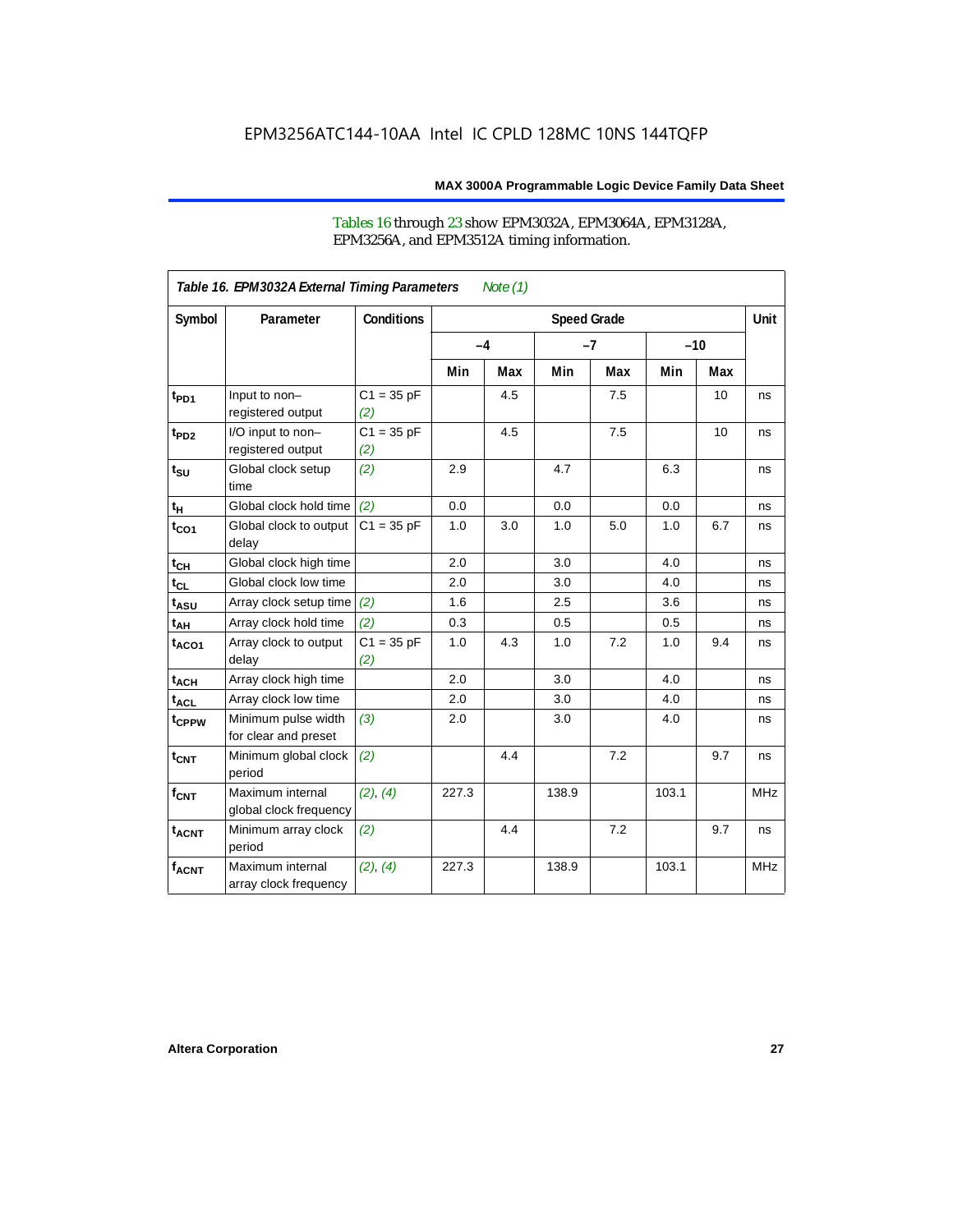Tables 16 through 23 show EPM3032A, EPM3064A, EPM3128A, EPM3256A, and EPM3512A timing information.

| *Table 16. EPM3032A External Timing Parameters* *Note (1)* | | | | | | | | | |
|---|---|---|---|---|---|---|---|---|---|
| **Symbol** | **Parameter** | **Conditions** | **Speed Grade** | | | | | | **Unit** |
| | | | **–4** | | **–7** | | **–10** | | |
| | | | **Min** | **Max** | **Min** | **Max** | **Min** | **Max** | |
| $t_{PD1}$ | Input to non–registered output | C1 = 35 pF *(2)* | | 4.5 | | 7.5 | | 10 | ns |
| $t_{PD2}$ | I/O input to non–registered output | C1 = 35 pF *(2)* | | 4.5 | | 7.5 | | 10 | ns |
| $t_{SU}$ | Global clock setup time | *(2)* | 2.9 | | 4.7 | | 6.3 | | ns |
| $t_{H}$ | Global clock hold time | *(2)* | 0.0 | | 0.0 | | 0.0 | | ns |
| $t_{CO1}$ | Global clock to output delay | C1 = 35 pF | 1.0 | 3.0 | 1.0 | 5.0 | 1.0 | 6.7 | ns |
| $t_{CH}$ | Global clock high time | | 2.0 | | 3.0 | | 4.0 | | ns |
| $t_{CL}$ | Global clock low time | | 2.0 | | 3.0 | | 4.0 | | ns |
| $t_{ASU}$ | Array clock setup time | *(2)* | 1.6 | | 2.5 | | 3.6 | | ns |
| $t_{AH}$ | Array clock hold time | *(2)* | 0.3 | | 0.5 | | 0.5 | | ns |
| $t_{ACO1}$ | Array clock to output delay | C1 = 35 pF *(2)* | 1.0 | 4.3 | 1.0 | 7.2 | 1.0 | 9.4 | ns |
| $t_{ACH}$ | Array clock high time | | 2.0 | | 3.0 | | 4.0 | | ns |
| $t_{ACL}$ | Array clock low time | | 2.0 | | 3.0 | | 4.0 | | ns |
| $t_{CPPW}$ | Minimum pulse width for clear and preset | *(3)* | 2.0 | | 3.0 | | 4.0 | | ns |
| $t_{CNT}$ | Minimum global clock period | *(2)* | | 4.4 | | 7.2 | | 9.7 | ns |
| $f_{CNT}$ | Maximum internal global clock frequency | *(2)*, *(4)* | 227.3 | | 138.9 | | 103.1 | | MHz |
| $t_{ACNT}$ | Minimum array clock period | *(2)* | | 4.4 | | 7.2 | | 9.7 | ns |
| $f_{ACNT}$ | Maximum internal array clock frequency | *(2)*, *(4)* | 227.3 | | 138.9 | | 103.1 | | MHz |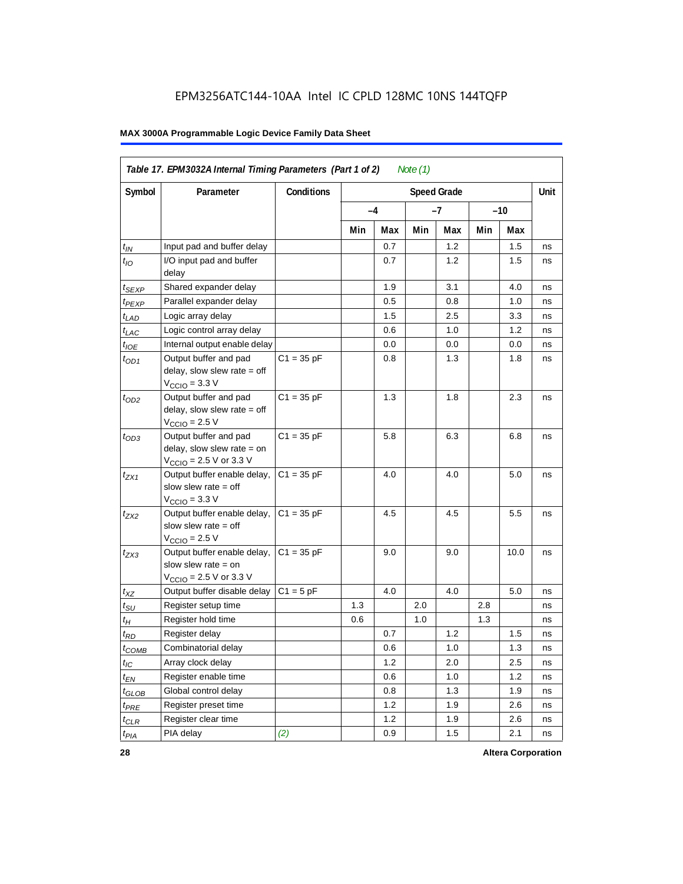EPM3256ATC144-10AA Intel IC CPLD 128MC 10NS 144TQFP

| *Table 17. EPM3032A Internal Timing Parameters (Part 1 of 2) Note (1)* | | | | | | | | | |
|---|---|---|---|---|---|---|---|---|---|
| Symbol | Parameter | Conditions | Speed Grade | | | | | | Unit |
| | | | –4 | | –7 | | –10 | | |
| | | | Min | Max | Min | Max | Min | Max | |
| $t_{IN}$ | Input pad and buffer delay | | | 0.7 | | 1.2 | | 1.5 | ns |
| $t_{IO}$ | I/O input pad and buffer delay | | | 0.7 | | 1.2 | | 1.5 | ns |
| $t_{SEXP}$ | Shared expander delay | | | 1.9 | | 3.1 | | 4.0 | ns |
| $t_{PEXP}$ | Parallel expander delay | | | 0.5 | | 0.8 | | 1.0 | ns |
| $t_{LAD}$ | Logic array delay | | | 1.5 | | 2.5 | | 3.3 | ns |
| $t_{LAC}$ | Logic control array delay | | | 0.6 | | 1.0 | | 1.2 | ns |
| $t_{IOE}$ | Internal output enable delay | | | 0.0 | | 0.0 | | 0.0 | ns |
| $t_{OD1}$ | Output buffer and pad delay, slow slew rate = off $V_{CCIO}$ = 3.3 V | C1 = 35 pF | | 0.8 | | 1.3 | | 1.8 | ns |
| $t_{OD2}$ | Output buffer and pad delay, slow slew rate = off $V_{CCIO}$ = 2.5 V | C1 = 35 pF | | 1.3 | | 1.8 | | 2.3 | ns |
| $t_{OD3}$ | Output buffer and pad delay, slow slew rate = on $V_{CCIO}$ = 2.5 V or 3.3 V | C1 = 35 pF | | 5.8 | | 6.3 | | 6.8 | ns |
| $t_{ZX1}$ | Output buffer enable delay, slow slew rate = off $V_{CCIO}$ = 3.3 V | C1 = 35 pF | | 4.0 | | 4.0 | | 5.0 | ns |
| $t_{ZX2}$ | Output buffer enable delay, slow slew rate = off $V_{CCIO}$ = 2.5 V | C1 = 35 pF | | 4.5 | | 4.5 | | 5.5 | ns |
| $t_{ZX3}$ | Output buffer enable delay, slow slew rate = on $V_{CCIO}$ = 2.5 V or 3.3 V | C1 = 35 pF | | 9.0 | | 9.0 | | 10.0 | ns |
| $t_{XZ}$ | Output buffer disable delay | C1 = 5 pF | | 4.0 | | 4.0 | | 5.0 | ns |
| $t_{SU}$ | Register setup time | | 1.3 | | 2.0 | | 2.8 | | ns |
| $t_{H}$ | Register hold time | | 0.6 | | 1.0 | | 1.3 | | ns |
| $t_{RD}$ | Register delay | | | 0.7 | | 1.2 | | 1.5 | ns |
| $t_{COMB}$ | Combinatorial delay | | | 0.6 | | 1.0 | | 1.3 | ns |
| $t_{IC}$ | Array clock delay | | | 1.2 | | 2.0 | | 2.5 | ns |
| $t_{EN}$ | Register enable time | | | 0.6 | | 1.0 | | 1.2 | ns |
| $t_{GLOB}$ | Global control delay | | | 0.8 | | 1.3 | | 1.9 | ns |
| $t_{PRE}$ | Register preset time | | | 1.2 | | 1.9 | | 2.6 | ns |
| $t_{CLR}$ | Register clear time | | | 1.2 | | 1.9 | | 2.6 | ns |
| $t_{PIA}$ | PIA delay | (2) | | 0.9 | | 1.5 | | 2.1 | ns |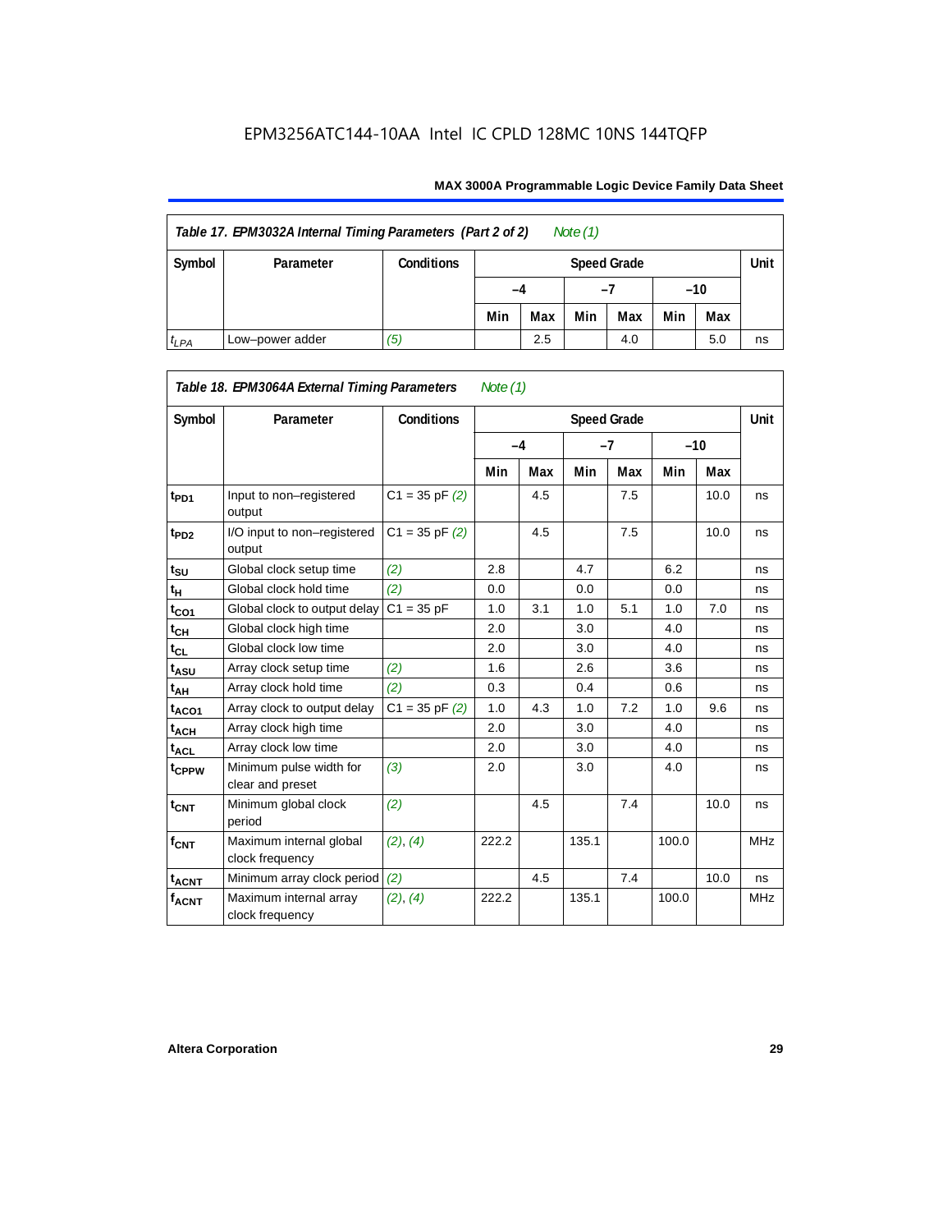EPM3256ATC144-10AA Intel IC CPLD 128MC 10NS 144TQFP

| *Table 17. EPM3032A Internal Timing Parameters (Part 2 of 2) Note (1)* | | | | | | | | | |
|---|---|---|---|---|---|---|---|---|---|
| **Symbol** | **Parameter** | **Conditions** | **Speed Grade** | | | | | | **Unit** |
| | | | **–4** | | **–7** | | **–10** | | |
| | | | **Min** | **Max** | **Min** | **Max** | **Min** | **Max** | |
| $t_{LPA}$ | Low–power adder | (5) | | 2.5 | | 4.0 | | 5.0 | ns |

| *Table 18. EPM3064A External Timing Parameters Note (1)* | | | | | | | | | |
|---|---|---|---|---|---|---|---|---|---|
| **Symbol** | **Parameter** | **Conditions** | **Speed Grade** | | | | | | **Unit** |
| | | | **–4** | | **–7** | | **–10** | | |
| | | | **Min** | **Max** | **Min** | **Max** | **Min** | **Max** | |
| $t_{PD1}$ | Input to non–registered output | C1 = 35 pF (2) | | 4.5 | | 7.5 | | 10.0 | ns |
| $t_{PD2}$ | I/O input to non–registered output | C1 = 35 pF (2) | | 4.5 | | 7.5 | | 10.0 | ns |
| $t_{SU}$ | Global clock setup time | (2) | 2.8 | | 4.7 | | 6.2 | | ns |
| $t_{H}$ | Global clock hold time | (2) | 0.0 | | 0.0 | | 0.0 | | ns |
| $t_{CO1}$ | Global clock to output delay | C1 = 35 pF | 1.0 | 3.1 | 1.0 | 5.1 | 1.0 | 7.0 | ns |
| $t_{CH}$ | Global clock high time | | 2.0 | | 3.0 | | 4.0 | | ns |
| $t_{CL}$ | Global clock low time | | 2.0 | | 3.0 | | 4.0 | | ns |
| $t_{ASU}$ | Array clock setup time | (2) | 1.6 | | 2.6 | | 3.6 | | ns |
| $t_{AH}$ | Array clock hold time | (2) | 0.3 | | 0.4 | | 0.6 | | ns |
| $t_{ACO1}$ | Array clock to output delay | C1 = 35 pF (2) | 1.0 | 4.3 | 1.0 | 7.2 | 1.0 | 9.6 | ns |
| $t_{ACH}$ | Array clock high time | | 2.0 | | 3.0 | | 4.0 | | ns |
| $t_{ACL}$ | Array clock low time | | 2.0 | | 3.0 | | 4.0 | | ns |
| $t_{CPPW}$ | Minimum pulse width for clear and preset | (3) | 2.0 | | 3.0 | | 4.0 | | ns |
| $t_{CNT}$ | Minimum global clock period | (2) | | 4.5 | | 7.4 | | 10.0 | ns |
| $f_{CNT}$ | Maximum internal global clock frequency | (2), (4) | 222.2 | | 135.1 | | 100.0 | | MHz |
| $t_{ACNT}$ | Minimum array clock period | (2) | | 4.5 | | 7.4 | | 10.0 | ns |
| $f_{ACNT}$ | Maximum internal array clock frequency | (2), (4) | 222.2 | | 135.1 | | 100.0 | | MHz |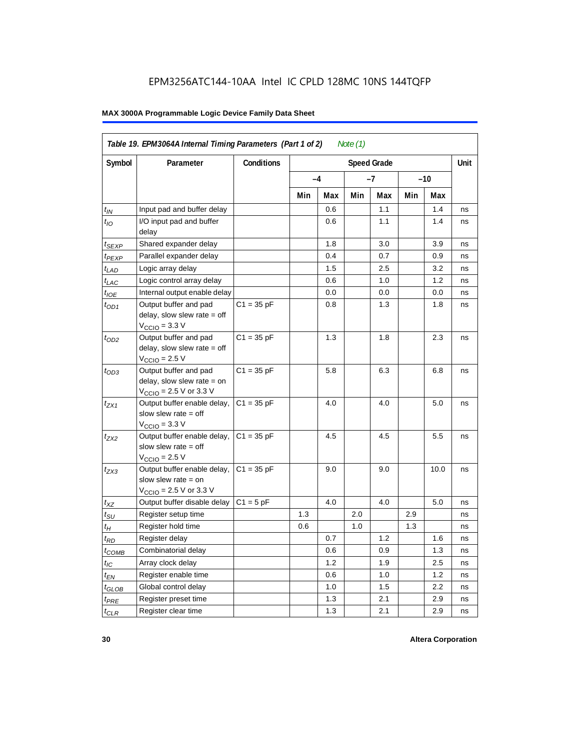**Table 19. EPM3064A Internal Timing Parameters (Part 1 of 2)** *Note (1)*

| Symbol | Parameter | Conditions | Speed Grade | | | | | | Unit |
|---|---|---|---|---|---|---|---|---|---|
| | | | –4 | | –7 | | –10 | | |
| | | | Min | Max | Min | Max | Min | Max | |
| $t_{IN}$ | Input pad and buffer delay | | | 0.6 | | 1.1 | | 1.4 | ns |
| $t_{IO}$ | I/O input pad and buffer delay | | | 0.6 | | 1.1 | | 1.4 | ns |
| $t_{SEXP}$ | Shared expander delay | | | 1.8 | | 3.0 | | 3.9 | ns |
| $t_{PEXP}$ | Parallel expander delay | | | 0.4 | | 0.7 | | 0.9 | ns |
| $t_{LAD}$ | Logic array delay | | | 1.5 | | 2.5 | | 3.2 | ns |
| $t_{LAC}$ | Logic control array delay | | | 0.6 | | 1.0 | | 1.2 | ns |
| $t_{IOE}$ | Internal output enable delay | | | 0.0 | | 0.0 | | 0.0 | ns |
| $t_{OD1}$ | Output buffer and pad delay, slow slew rate = off $V_{CCIO}$ = 3.3 V | C1 = 35 pF | | 0.8 | | 1.3 | | 1.8 | ns |
| $t_{OD2}$ | Output buffer and pad delay, slow slew rate = off $V_{CCIO}$ = 2.5 V | C1 = 35 pF | | 1.3 | | 1.8 | | 2.3 | ns |
| $t_{OD3}$ | Output buffer and pad delay, slow slew rate = on $V_{CCIO}$ = 2.5 V or 3.3 V | C1 = 35 pF | | 5.8 | | 6.3 | | 6.8 | ns |
| $t_{ZX1}$ | Output buffer enable delay, slow slew rate = off $V_{CCIO}$ = 3.3 V | C1 = 35 pF | | 4.0 | | 4.0 | | 5.0 | ns |
| $t_{ZX2}$ | Output buffer enable delay, slow slew rate = off $V_{CCIO}$ = 2.5 V | C1 = 35 pF | | 4.5 | | 4.5 | | 5.5 | ns |
| $t_{ZX3}$ | Output buffer enable delay, slow slew rate = on $V_{CCIO}$ = 2.5 V or 3.3 V | C1 = 35 pF | | 9.0 | | 9.0 | | 10.0 | ns |
| $t_{XZ}$ | Output buffer disable delay | C1 = 5 pF | | 4.0 | | 4.0 | | 5.0 | ns |
| $t_{SU}$ | Register setup time | | 1.3 | | 2.0 | | 2.9 | | ns |
| $t_{H}$ | Register hold time | | 0.6 | | 1.0 | | 1.3 | | ns |
| $t_{RD}$ | Register delay | | | 0.7 | | 1.2 | | 1.6 | ns |
| $t_{COMB}$ | Combinatorial delay | | | 0.6 | | 0.9 | | 1.3 | ns |
| $t_{IC}$ | Array clock delay | | | 1.2 | | 1.9 | | 2.5 | ns |
| $t_{EN}$ | Register enable time | | | 0.6 | | 1.0 | | 1.2 | ns |
| $t_{GLOB}$ | Global control delay | | | 1.0 | | 1.5 | | 2.2 | ns |
| $t_{PRE}$ | Register preset time | | | 1.3 | | 2.1 | | 2.9 | ns |
| $t_{CLR}$ | Register clear time | | | 1.3 | | 2.1 | | 2.9 | ns |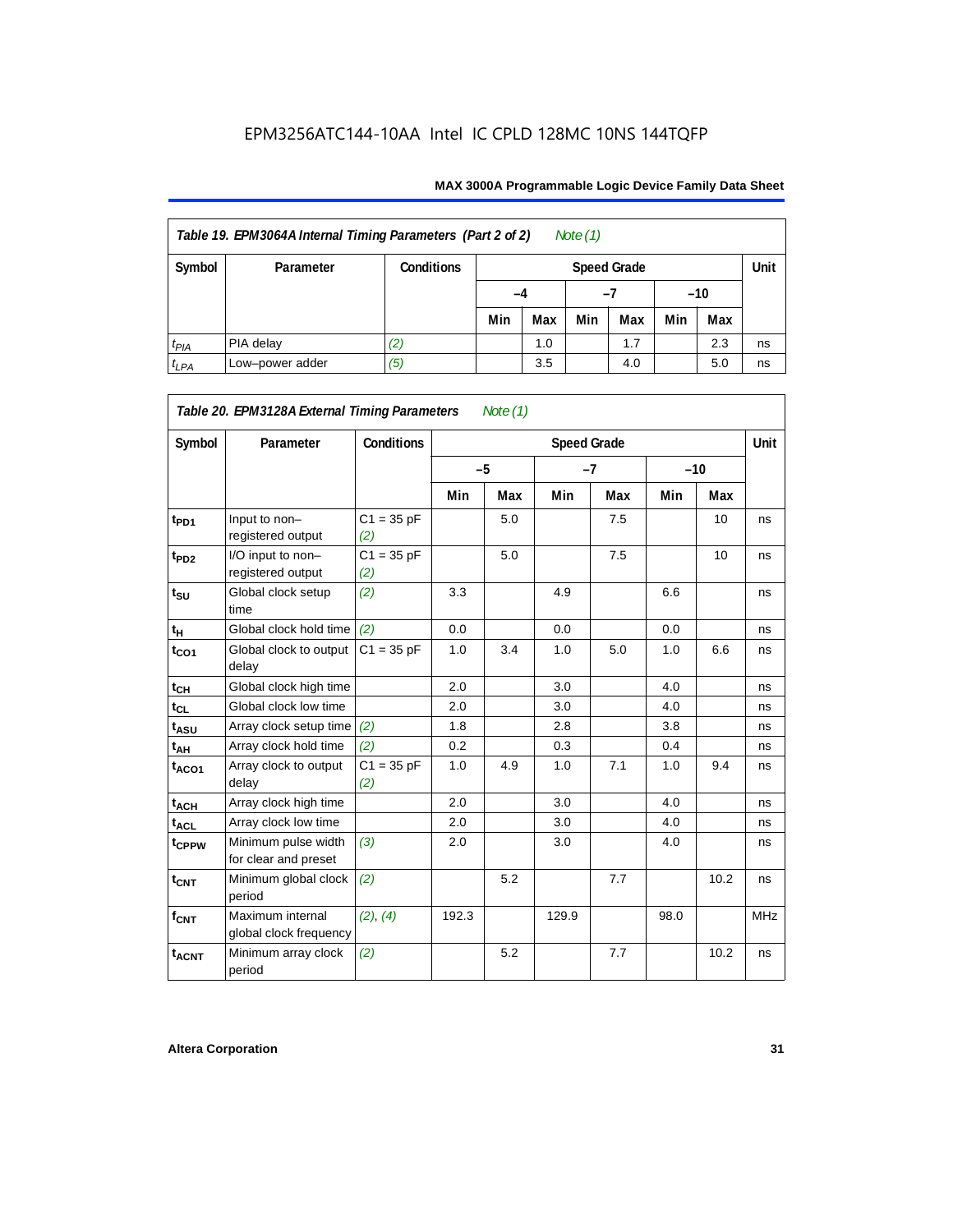**Table 19. EPM3064A Internal Timing Parameters (Part 2 of 2)** *Note (1)*

| Symbol | Parameter | Conditions | Speed Grade | | | | | | Unit |
|---|---|---|---|---|---|---|---|---|---|
| | | | –4 | | –7 | | –10 | | |
| | | | Min | Max | Min | Max | Min | Max | |
| $t_{PIA}$ | PIA delay | *(2)* | | 1.0 | | 1.7 | | 2.3 | ns |
| $t_{LPA}$ | Low–power adder | *(5)* | | 3.5 | | 4.0 | | 5.0 | ns |

**Table 20. EPM3128A External Timing Parameters** *Note (1)*

| Symbol | Parameter | Conditions | Speed Grade | | | | | | Unit |
|---|---|---|---|---|---|---|---|---|---|
| | | | –5 | | –7 | | –10 | | |
| | | | Min | Max | Min | Max | Min | Max | |
| $t_{PD1}$ | Input to non–registered output | C1 = 35 pF *(2)* | | 5.0 | | 7.5 | | 10 | ns |
| $t_{PD2}$ | I/O input to non–registered output | C1 = 35 pF *(2)* | | 5.0 | | 7.5 | | 10 | ns |
| $t_{SU}$ | Global clock setup time | *(2)* | 3.3 | | 4.9 | | 6.6 | | ns |
| $t_{H}$ | Global clock hold time | *(2)* | 0.0 | | 0.0 | | 0.0 | | ns |
| $t_{CO1}$ | Global clock to output delay | C1 = 35 pF | 1.0 | 3.4 | 1.0 | 5.0 | 1.0 | 6.6 | ns |
| $t_{CH}$ | Global clock high time | | 2.0 | | 3.0 | | 4.0 | | ns |
| $t_{CL}$ | Global clock low time | | 2.0 | | 3.0 | | 4.0 | | ns |
| $t_{ASU}$ | Array clock setup time | *(2)* | 1.8 | | 2.8 | | 3.8 | | ns |
| $t_{AH}$ | Array clock hold time | *(2)* | 0.2 | | 0.3 | | 0.4 | | ns |
| $t_{ACO1}$ | Array clock to output delay | C1 = 35 pF *(2)* | 1.0 | 4.9 | 1.0 | 7.1 | 1.0 | 9.4 | ns |
| $t_{ACH}$ | Array clock high time | | 2.0 | | 3.0 | | 4.0 | | ns |
| $t_{ACL}$ | Array clock low time | | 2.0 | | 3.0 | | 4.0 | | ns |
| $t_{CPPW}$ | Minimum pulse width for clear and preset | *(3)* | 2.0 | | 3.0 | | 4.0 | | ns |
| $t_{CNT}$ | Minimum global clock period | *(2)* | | 5.2 | | 7.7 | | 10.2 | ns |
| $f_{CNT}$ | Maximum internal global clock frequency | *(2), (4)* | 192.3 | | 129.9 | | 98.0 | | MHz |
| $t_{ACNT}$ | Minimum array clock period | *(2)* | | 5.2 | | 7.7 | | 10.2 | ns |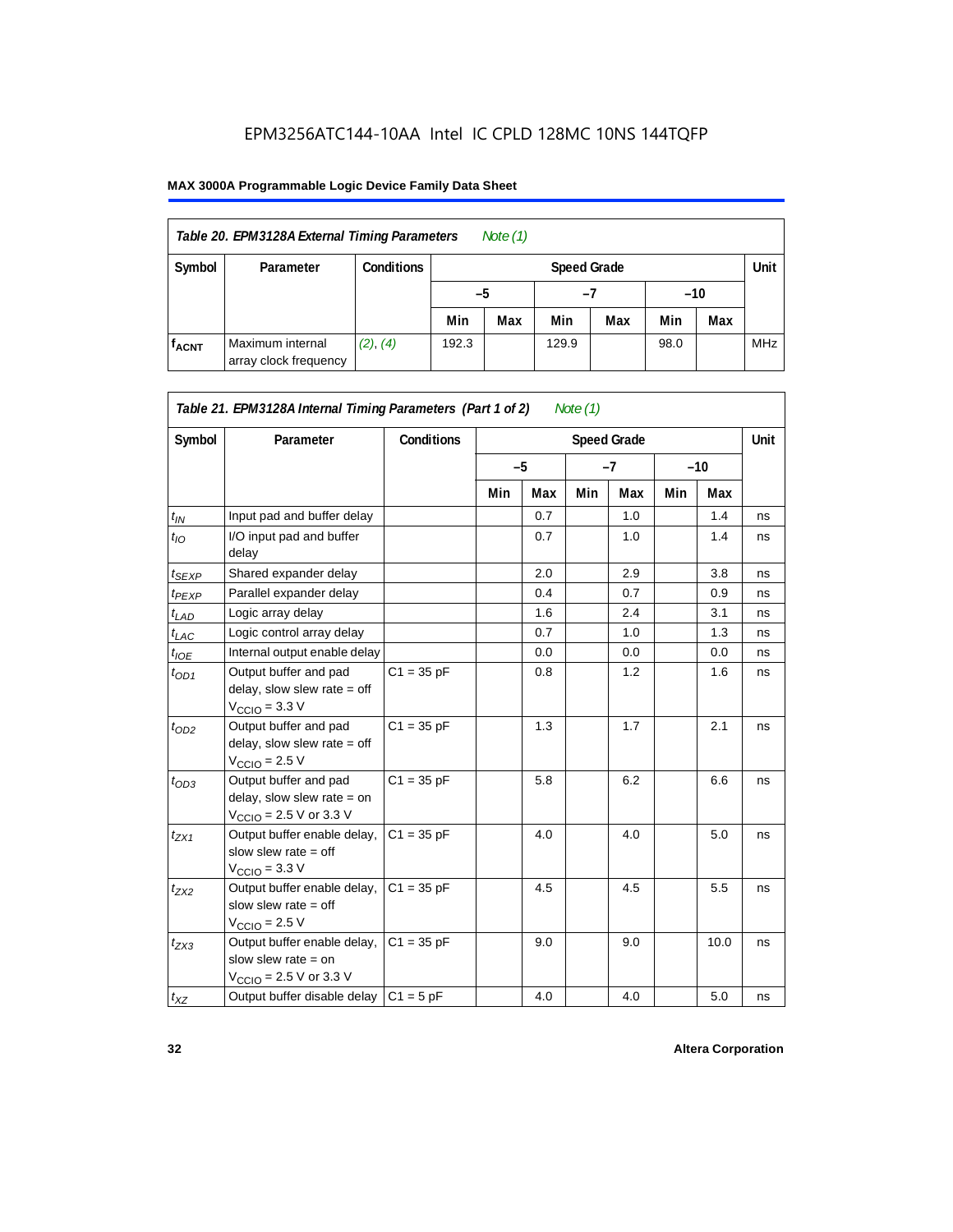EPM3256ATC144-10AA Intel IC CPLD 128MC 10NS 144TQFP

**MAX 3000A Programmable Logic Device Family Data Sheet**

| *Table 20. EPM3128A External Timing Parameters* *Note (1)* | | | | | | | | | |
|---|---|---|---|---|---|---|---|---|---|
| **Symbol** | **Parameter** | **Conditions** | **Speed Grade** | | | | | | **Unit** |
| | | | **–5** | | **–7** | | **–10** | | |
| | | | **Min** | **Max** | **Min** | **Max** | **Min** | **Max** | |
| $f_{ACNT}$ | Maximum internal array clock frequency | *(2)*, *(4)* | 192.3 | | 129.9 | | 98.0 | | MHz |

| *Table 21. EPM3128A Internal Timing Parameters (Part 1 of 2)* *Note (1)* | | | | | | | | | |
|---|---|---|---|---|---|---|---|---|---|
| **Symbol** | **Parameter** | **Conditions** | **Speed Grade** | | | | | | **Unit** |
| | | | **–5** | | **–7** | | **–10** | | |
| | | | **Min** | **Max** | **Min** | **Max** | **Min** | **Max** | |
| $t_{IN}$ | Input pad and buffer delay | | | 0.7 | | 1.0 | | 1.4 | ns |
| $t_{IO}$ | I/O input pad and buffer delay | | | 0.7 | | 1.0 | | 1.4 | ns |
| $t_{SEXP}$ | Shared expander delay | | | 2.0 | | 2.9 | | 3.8 | ns |
| $t_{PEXP}$ | Parallel expander delay | | | 0.4 | | 0.7 | | 0.9 | ns |
| $t_{LAD}$ | Logic array delay | | | 1.6 | | 2.4 | | 3.1 | ns |
| $t_{LAC}$ | Logic control array delay | | | 0.7 | | 1.0 | | 1.3 | ns |
| $t_{IOE}$ | Internal output enable delay | | | 0.0 | | 0.0 | | 0.0 | ns |
| $t_{OD1}$ | Output buffer and pad delay, slow slew rate = off $V_{CCIO}$ = 3.3 V | C1 = 35 pF | | 0.8 | | 1.2 | | 1.6 | ns |
| $t_{OD2}$ | Output buffer and pad delay, slow slew rate = off $V_{CCIO}$ = 2.5 V | C1 = 35 pF | | 1.3 | | 1.7 | | 2.1 | ns |
| $t_{OD3}$ | Output buffer and pad delay, slow slew rate = on $V_{CCIO}$ = 2.5 V or 3.3 V | C1 = 35 pF | | 5.8 | | 6.2 | | 6.6 | ns |
| $t_{ZX1}$ | Output buffer enable delay, slow slew rate = off $V_{CCIO}$ = 3.3 V | C1 = 35 pF | | 4.0 | | 4.0 | | 5.0 | ns |
| $t_{ZX2}$ | Output buffer enable delay, slow slew rate = off $V_{CCIO}$ = 2.5 V | C1 = 35 pF | | 4.5 | | 4.5 | | 5.5 | ns |
| $t_{ZX3}$ | Output buffer enable delay, slow slew rate = on $V_{CCIO}$ = 2.5 V or 3.3 V | C1 = 35 pF | | 9.0 | | 9.0 | | 10.0 | ns |
| $t_{XZ}$ | Output buffer disable delay | C1 = 5 pF | | 4.0 | | 4.0 | | 5.0 | ns |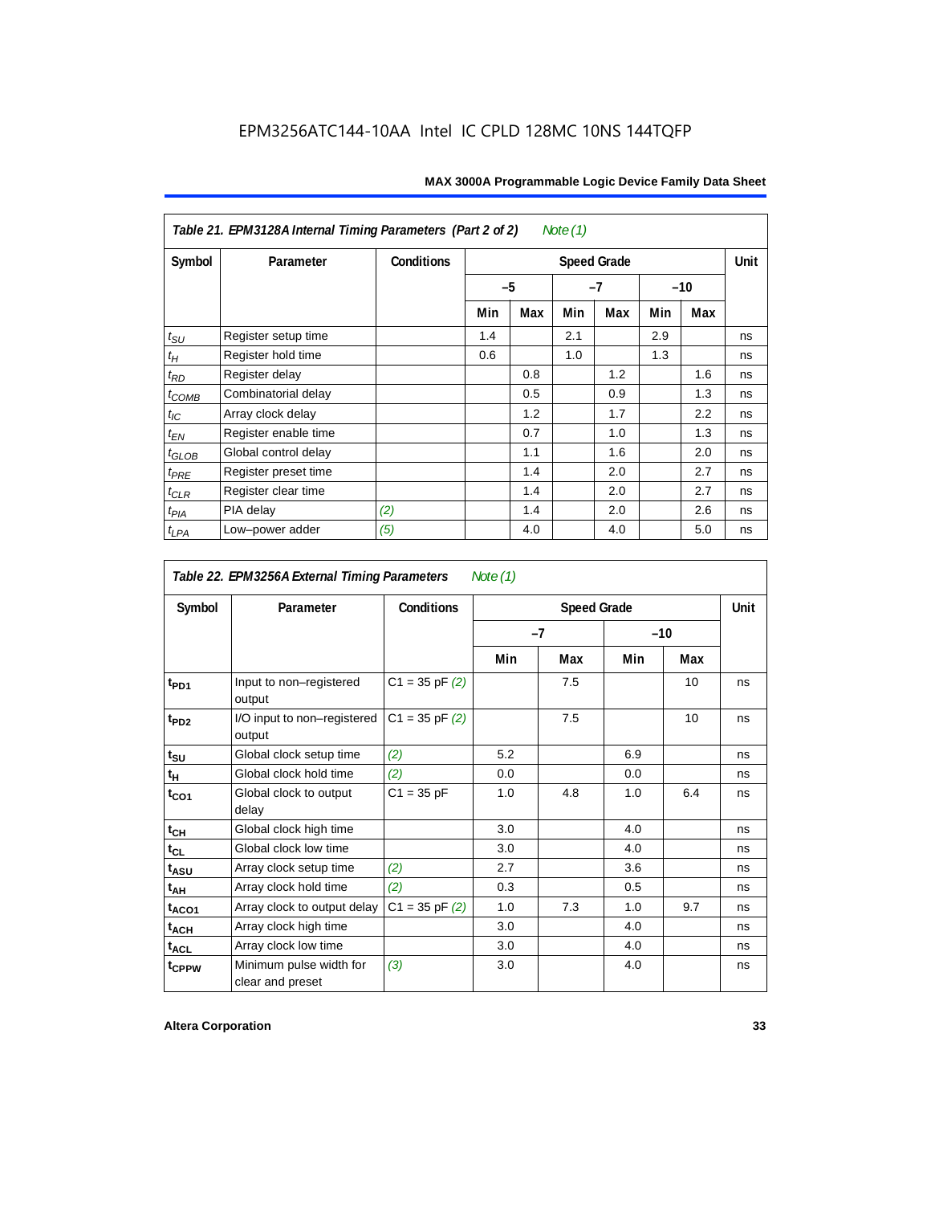EPM3256ATC144-10AA Intel IC CPLD 128MC 10NS 144TQFP

| Table 21. EPM3128A Internal Timing Parameters (Part 2 of 2) *Note (1)* | | | | | | | | | |
|---|---|---|---|---|---|---|---|---|---|
| Symbol | Parameter | Conditions | Speed Grade | | | | | | Unit |
| | | | –5 | | –7 | | –10 | | |
| | | | Min | Max | Min | Max | Min | Max | |
| $t_{SU}$ | Register setup time | | 1.4 | | 2.1 | | 2.9 | | ns |
| $t_{H}$ | Register hold time | | 0.6 | | 1.0 | | 1.3 | | ns |
| $t_{RD}$ | Register delay | | | 0.8 | | 1.2 | | 1.6 | ns |
| $t_{COMB}$ | Combinatorial delay | | | 0.5 | | 0.9 | | 1.3 | ns |
| $t_{IC}$ | Array clock delay | | | 1.2 | | 1.7 | | 2.2 | ns |
| $t_{EN}$ | Register enable time | | | 0.7 | | 1.0 | | 1.3 | ns |
| $t_{GLOB}$ | Global control delay | | | 1.1 | | 1.6 | | 2.0 | ns |
| $t_{PRE}$ | Register preset time | | | 1.4 | | 2.0 | | 2.7 | ns |
| $t_{CLR}$ | Register clear time | | | 1.4 | | 2.0 | | 2.7 | ns |
| $t_{PIA}$ | PIA delay | *(2)* | | 1.4 | | 2.0 | | 2.6 | ns |
| $t_{LPA}$ | Low–power adder | *(5)* | | 4.0 | | 4.0 | | 5.0 | ns |

| Table 22. EPM3256A External Timing Parameters *Note (1)* | | | | | | | |
|---|---|---|---|---|---|---|---|
| Symbol | Parameter | Conditions | Speed Grade | | | | Unit |
| | | | –7 | | –10 | | |
| | | | Min | Max | Min | Max | |
| $t_{PD1}$ | Input to non–registered output | C1 = 35 pF *(2)* | | 7.5 | | 10 | ns |
| $t_{PD2}$ | I/O input to non–registered output | C1 = 35 pF *(2)* | | 7.5 | | 10 | ns |
| $t_{SU}$ | Global clock setup time | *(2)* | 5.2 | | 6.9 | | ns |
| $t_{H}$ | Global clock hold time | *(2)* | 0.0 | | 0.0 | | ns |
| $t_{CO1}$ | Global clock to output delay | C1 = 35 pF | 1.0 | 4.8 | 1.0 | 6.4 | ns |
| $t_{CH}$ | Global clock high time | | 3.0 | | 4.0 | | ns |
| $t_{CL}$ | Global clock low time | | 3.0 | | 4.0 | | ns |
| $t_{ASU}$ | Array clock setup time | *(2)* | 2.7 | | 3.6 | | ns |
| $t_{AH}$ | Array clock hold time | *(2)* | 0.3 | | 0.5 | | ns |
| $t_{ACO1}$ | Array clock to output delay | C1 = 35 pF *(2)* | 1.0 | 7.3 | 1.0 | 9.7 | ns |
| $t_{ACH}$ | Array clock high time | | 3.0 | | 4.0 | | ns |
| $t_{ACL}$ | Array clock low time | | 3.0 | | 4.0 | | ns |
| $t_{CPPW}$ | Minimum pulse width for clear and preset | *(3)* | 3.0 | | 4.0 | | ns |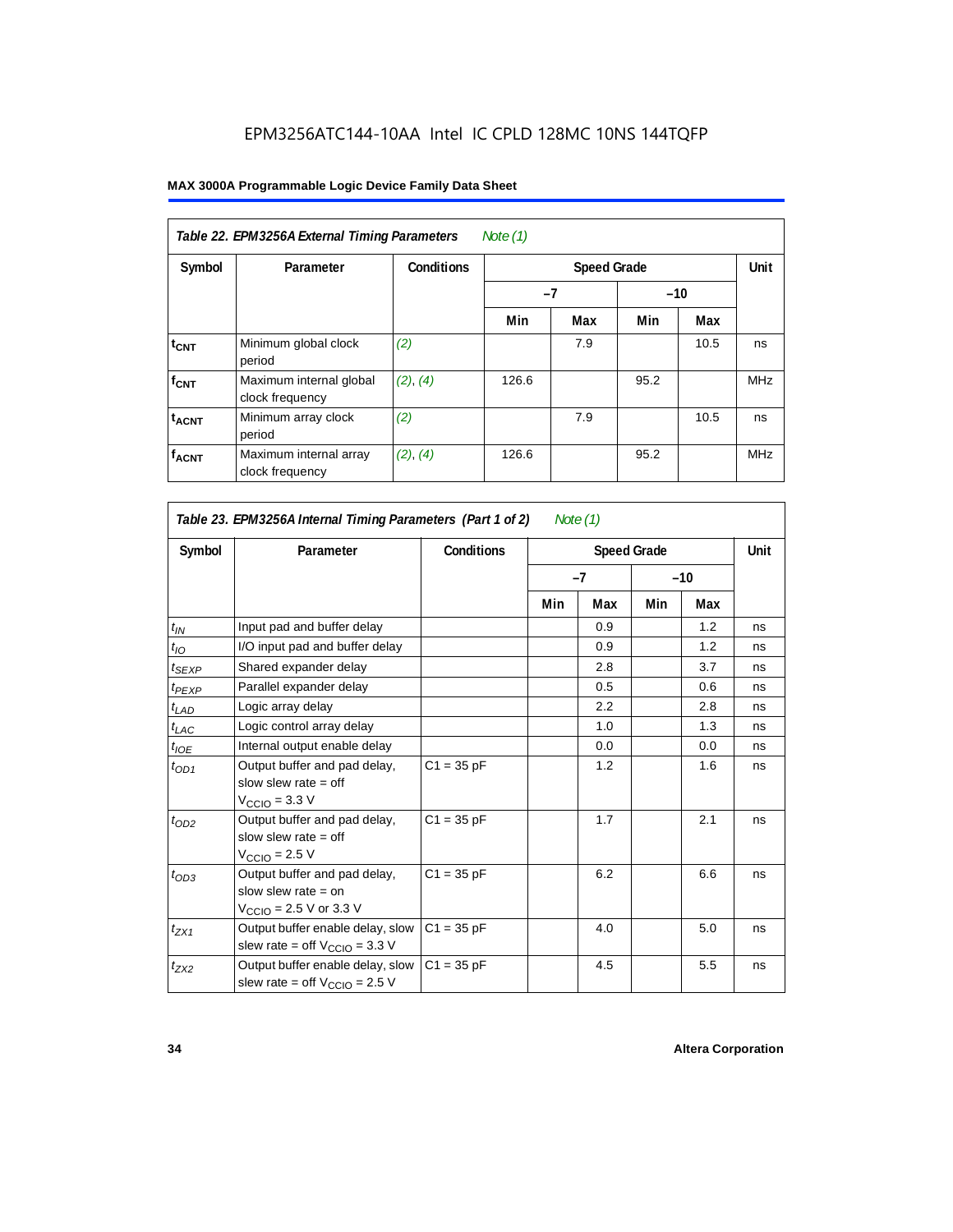## Table 22. EPM3256A External Timing Parameters *Note (1)*

| Symbol | Parameter | Conditions | Speed Grade | | | | Unit |
|---|---|---|---|---|---|---|---|
| | | | −7 | | −10 | | |
| | | | Min | Max | Min | Max | |
| $t_{CNT}$ | Minimum global clock period | *(2)* | | 7.9 | | 10.5 | ns |
| $f_{CNT}$ | Maximum internal global clock frequency | *(2)*, *(4)* | 126.6 | | 95.2 | | MHz |
| $t_{ACNT}$ | Minimum array clock period | *(2)* | | 7.9 | | 10.5 | ns |
| $f_{ACNT}$ | Maximum internal array clock frequency | *(2)*, *(4)* | 126.6 | | 95.2 | | MHz |

## Table 23. EPM3256A Internal Timing Parameters (Part 1 of 2) *Note (1)*

| Symbol | Parameter | Conditions | Speed Grade | | | | Unit |
|---|---|---|---|---|---|---|---|
| | | | −7 | | −10 | | |
| | | | Min | Max | Min | Max | |
| $t_{IN}$ | Input pad and buffer delay | | | 0.9 | | 1.2 | ns |
| $t_{IO}$ | I/O input pad and buffer delay | | | 0.9 | | 1.2 | ns |
| $t_{SEXP}$ | Shared expander delay | | | 2.8 | | 3.7 | ns |
| $t_{PEXP}$ | Parallel expander delay | | | 0.5 | | 0.6 | ns |
| $t_{LAD}$ | Logic array delay | | | 2.2 | | 2.8 | ns |
| $t_{LAC}$ | Logic control array delay | | | 1.0 | | 1.3 | ns |
| $t_{IOE}$ | Internal output enable delay | | | 0.0 | | 0.0 | ns |
| $t_{OD1}$ | Output buffer and pad delay, slow slew rate = off $V_{CCIO}$ = 3.3 V | C1 = 35 pF | | 1.2 | | 1.6 | ns |
| $t_{OD2}$ | Output buffer and pad delay, slow slew rate = off $V_{CCIO}$ = 2.5 V | C1 = 35 pF | | 1.7 | | 2.1 | ns |
| $t_{OD3}$ | Output buffer and pad delay, slow slew rate = on $V_{CCIO}$ = 2.5 V or 3.3 V | C1 = 35 pF | | 6.2 | | 6.6 | ns |
| $t_{ZX1}$ | Output buffer enable delay, slow slew rate = off $V_{CCIO}$ = 3.3 V | C1 = 35 pF | | 4.0 | | 5.0 | ns |
| $t_{ZX2}$ | Output buffer enable delay, slow slew rate = off $V_{CCIO}$ = 2.5 V | C1 = 35 pF | | 4.5 | | 5.5 | ns |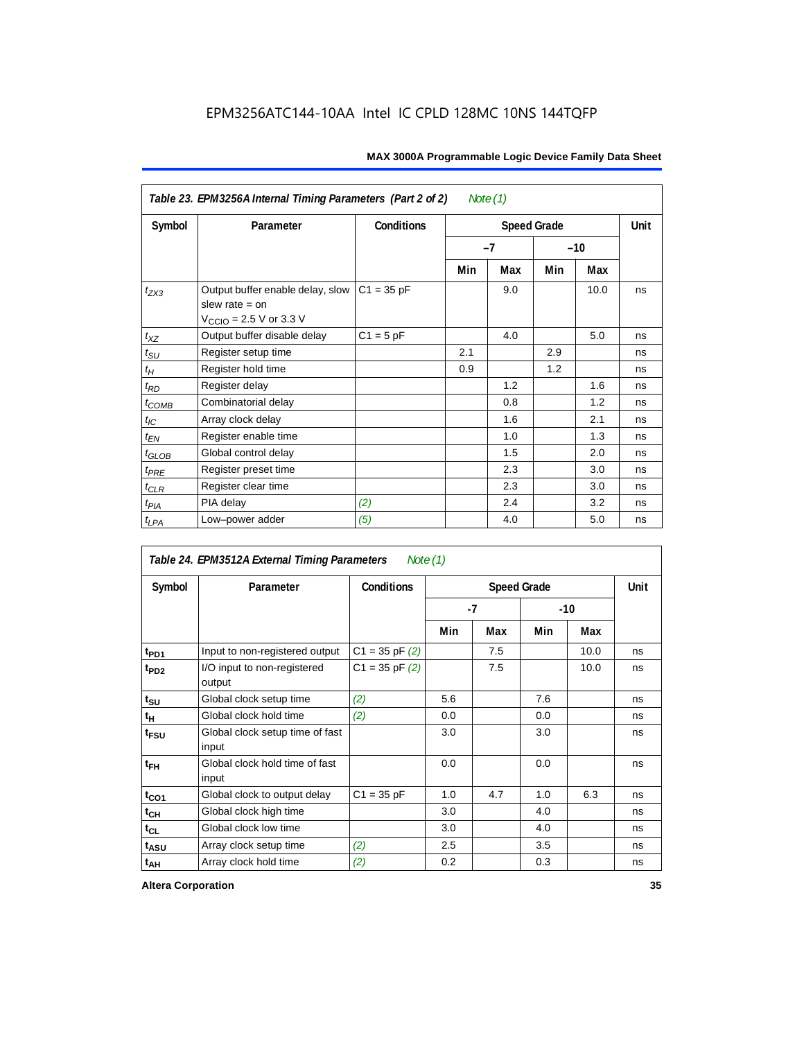EPM3256ATC144-10AA Intel IC CPLD 128MC 10NS 144TQFP

| Table 23. EPM3256A Internal Timing Parameters (Part 2 of 2) Note (1) | | | | | | | |
|---|---|---|---|---|---|---|---|
| Symbol | Parameter | Conditions | Speed Grade | | | | Unit |
| | | | –7 | | –10 | | |
| | | | Min | Max | Min | Max | |
| $t_{ZX3}$ | Output buffer enable delay, slow slew rate = on $V_{CCIO}$ = 2.5 V or 3.3 V | C1 = 35 pF | | 9.0 | | 10.0 | ns |
| $t_{XZ}$ | Output buffer disable delay | C1 = 5 pF | | 4.0 | | 5.0 | ns |
| $t_{SU}$ | Register setup time | | 2.1 | | 2.9 | | ns |
| $t_H$ | Register hold time | | 0.9 | | 1.2 | | ns |
| $t_{RD}$ | Register delay | | | 1.2 | | 1.6 | ns |
| $t_{COMB}$ | Combinatorial delay | | | 0.8 | | 1.2 | ns |
| $t_{IC}$ | Array clock delay | | | 1.6 | | 2.1 | ns |
| $t_{EN}$ | Register enable time | | | 1.0 | | 1.3 | ns |
| $t_{GLOB}$ | Global control delay | | | 1.5 | | 2.0 | ns |
| $t_{PRE}$ | Register preset time | | | 2.3 | | 3.0 | ns |
| $t_{CLR}$ | Register clear time | | | 2.3 | | 3.0 | ns |
| $t_{PIA}$ | PIA delay | (2) | | 2.4 | | 3.2 | ns |
| $t_{LPA}$ | Low–power adder | (5) | | 4.0 | | 5.0 | ns |

| Table 24. EPM3512A External Timing Parameters Note (1) | | | | | | | |
|---|---|---|---|---|---|---|---|
| Symbol | Parameter | Conditions | Speed Grade | | | | Unit |
| | | | -7 | | -10 | | |
| | | | Min | Max | Min | Max | |
| $t_{PD1}$ | Input to non-registered output | C1 = 35 pF (2) | | 7.5 | | 10.0 | ns |
| $t_{PD2}$ | I/O input to non-registered output | C1 = 35 pF (2) | | 7.5 | | 10.0 | ns |
| $t_{SU}$ | Global clock setup time | (2) | 5.6 | | 7.6 | | ns |
| $t_H$ | Global clock hold time | (2) | 0.0 | | 0.0 | | ns |
| $t_{FSU}$ | Global clock setup time of fast input | | 3.0 | | 3.0 | | ns |
| $t_{FH}$ | Global clock hold time of fast input | | 0.0 | | 0.0 | | ns |
| $t_{CO1}$ | Global clock to output delay | C1 = 35 pF | 1.0 | 4.7 | 1.0 | 6.3 | ns |
| $t_{CH}$ | Global clock high time | | 3.0 | | 4.0 | | ns |
| $t_{CL}$ | Global clock low time | | 3.0 | | 4.0 | | ns |
| $t_{ASU}$ | Array clock setup time | (2) | 2.5 | | 3.5 | | ns |
| $t_{AH}$ | Array clock hold time | (2) | 0.2 | | 0.3 | | ns |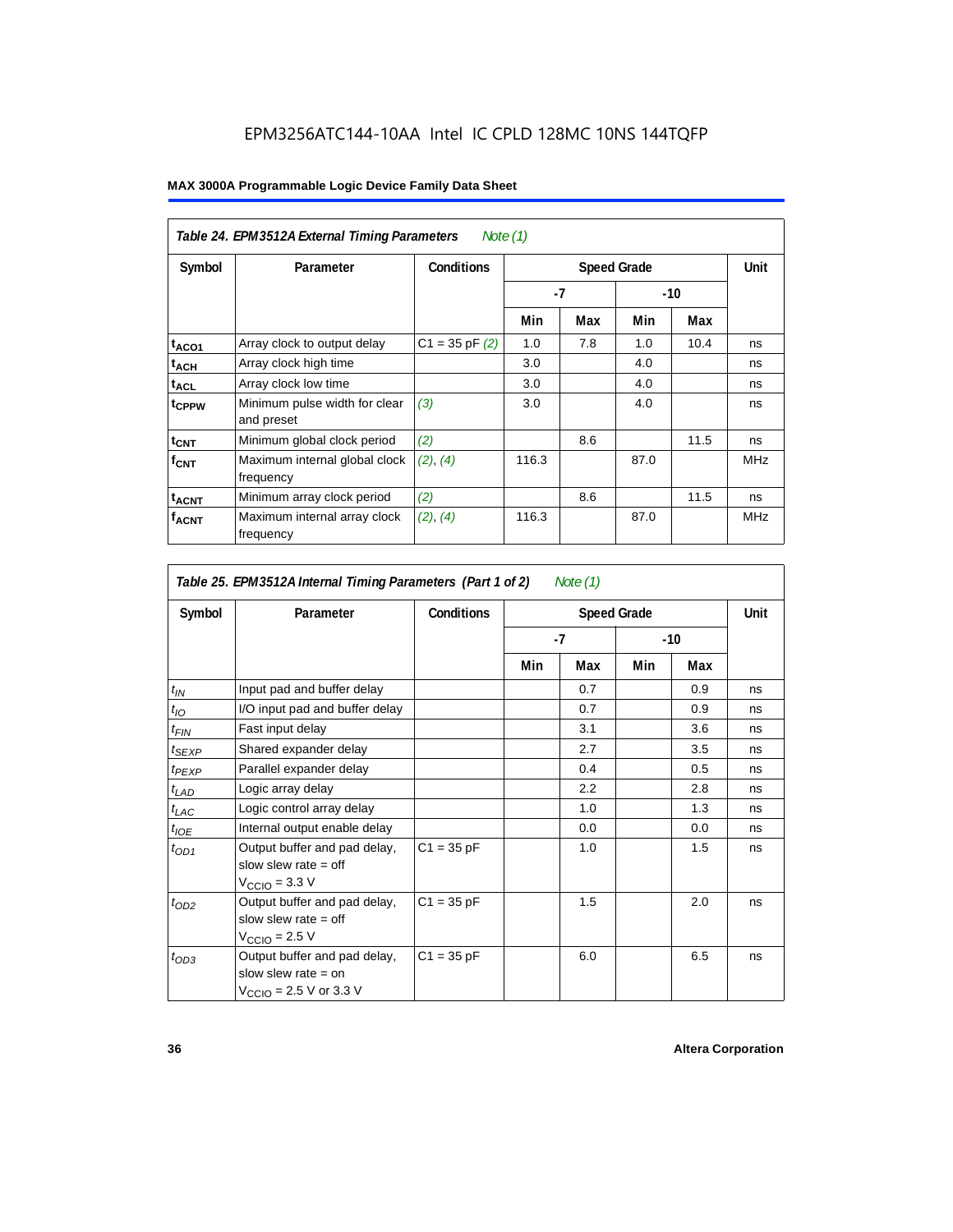| Table 24. EPM3512A External Timing Parameters *Note (1)* | | | | | | | |
|---|---|---|---|---|---|---|---|
| Symbol | Parameter | Conditions | Speed Grade | | | | Unit |
| | | | -7 | | -10 | | |
| | | | Min | Max | Min | Max | |
| $t_{ACO1}$ | Array clock to output delay | C1 = 35 pF *(2)* | 1.0 | 7.8 | 1.0 | 10.4 | ns |
| $t_{ACH}$ | Array clock high time | | 3.0 | | 4.0 | | ns |
| $t_{ACL}$ | Array clock low time | | 3.0 | | 4.0 | | ns |
| $t_{CPPW}$ | Minimum pulse width for clear and preset | *(3)* | 3.0 | | 4.0 | | ns |
| $t_{CNT}$ | Minimum global clock period | *(2)* | | 8.6 | | 11.5 | ns |
| $f_{CNT}$ | Maximum internal global clock frequency | *(2)*, *(4)* | 116.3 | | 87.0 | | MHz |
| $t_{ACNT}$ | Minimum array clock period | *(2)* | | 8.6 | | 11.5 | ns |
| $f_{ACNT}$ | Maximum internal array clock frequency | *(2)*, *(4)* | 116.3 | | 87.0 | | MHz |

| Table 25. EPM3512A Internal Timing Parameters (Part 1 of 2) *Note (1)* | | | | | | | |
|---|---|---|---|---|---|---|---|
| Symbol | Parameter | Conditions | Speed Grade | | | | Unit |
| | | | -7 | | -10 | | |
| | | | Min | Max | Min | Max | |
| $t_{IN}$ | Input pad and buffer delay | | | 0.7 | | 0.9 | ns |
| $t_{IO}$ | I/O input pad and buffer delay | | | 0.7 | | 0.9 | ns |
| $t_{FIN}$ | Fast input delay | | | 3.1 | | 3.6 | ns |
| $t_{SEXP}$ | Shared expander delay | | | 2.7 | | 3.5 | ns |
| $t_{PEXP}$ | Parallel expander delay | | | 0.4 | | 0.5 | ns |
| $t_{LAD}$ | Logic array delay | | | 2.2 | | 2.8 | ns |
| $t_{LAC}$ | Logic control array delay | | | 1.0 | | 1.3 | ns |
| $t_{IOE}$ | Internal output enable delay | | | 0.0 | | 0.0 | ns |
| $t_{OD1}$ | Output buffer and pad delay, slow slew rate = off $V_{CCIO}$ = 3.3 V | C1 = 35 pF | | 1.0 | | 1.5 | ns |
| $t_{OD2}$ | Output buffer and pad delay, slow slew rate = off $V_{CCIO}$ = 2.5 V | C1 = 35 pF | | 1.5 | | 2.0 | ns |
| $t_{OD3}$ | Output buffer and pad delay, slow slew rate = on $V_{CCIO}$ = 2.5 V or 3.3 V | C1 = 35 pF | | 6.0 | | 6.5 | ns |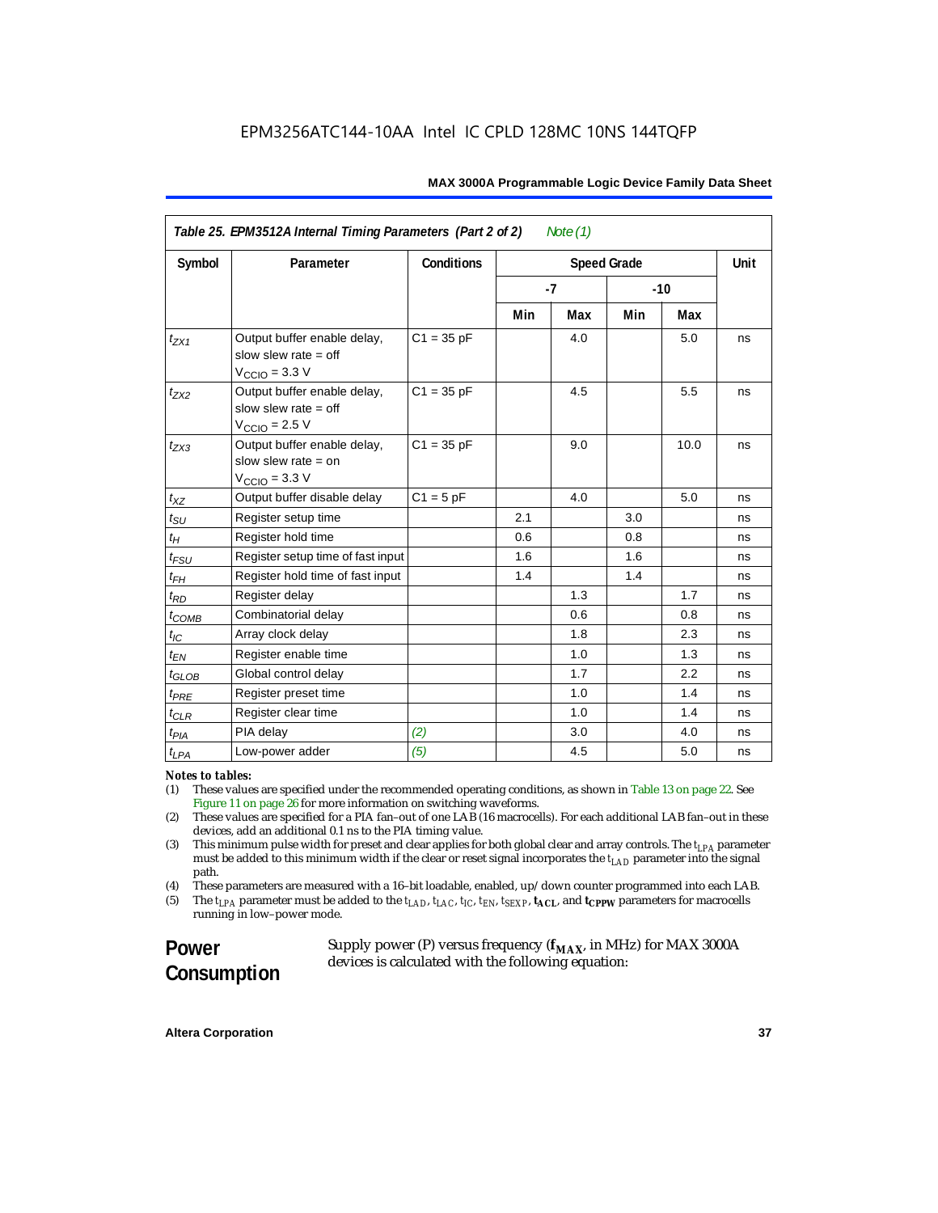| Table 25. EPM3512A Internal Timing Parameters (Part 2 of 2) *Note (1)* | | | | | | | |
|---|---|---|---|---|---|---|---|
| Symbol | Parameter | Conditions | Speed Grade | | | | Unit |
| | | | -7 | | -10 | | |
| | | | Min | Max | Min | Max | |
| $t_{ZX1}$ | Output buffer enable delay, slow slew rate = off $V_{CCIO}$ = 3.3 V | C1 = 35 pF | | 4.0 | | 5.0 | ns |
| $t_{ZX2}$ | Output buffer enable delay, slow slew rate = off $V_{CCIO}$ = 2.5 V | C1 = 35 pF | | 4.5 | | 5.5 | ns |
| $t_{ZX3}$ | Output buffer enable delay, slow slew rate = on $V_{CCIO}$ = 3.3 V | C1 = 35 pF | | 9.0 | | 10.0 | ns |
| $t_{XZ}$ | Output buffer disable delay | C1 = 5 pF | | 4.0 | | 5.0 | ns |
| $t_{SU}$ | Register setup time | | 2.1 | | 3.0 | | ns |
| $t_H$ | Register hold time | | 0.6 | | 0.8 | | ns |
| $t_{FSU}$ | Register setup time of fast input | | 1.6 | | 1.6 | | ns |
| $t_{FH}$ | Register hold time of fast input | | 1.4 | | 1.4 | | ns |
| $t_{RD}$ | Register delay | | | 1.3 | | 1.7 | ns |
| $t_{COMB}$ | Combinatorial delay | | | 0.6 | | 0.8 | ns |
| $t_{IC}$ | Array clock delay | | | 1.8 | | 2.3 | ns |
| $t_{EN}$ | Register enable time | | | 1.0 | | 1.3 | ns |
| $t_{GLOB}$ | Global control delay | | | 1.7 | | 2.2 | ns |
| $t_{PRE}$ | Register preset time | | | 1.0 | | 1.4 | ns |
| $t_{CLR}$ | Register clear time | | | 1.0 | | 1.4 | ns |
| $t_{PIA}$ | PIA delay | *(2)* | | 3.0 | | 4.0 | ns |
| $t_{LPA}$ | Low-power adder | *(5)* | | 4.5 | | 5.0 | ns |

*Notes to tables:*

(1) These values are specified under the recommended operating conditions, as shown in Table 13 on page 22. See Figure 11 on page 26 for more information on switching waveforms.

(2) These values are specified for a PIA fan–out of one LAB (16 macrocells). For each additional LAB fan–out in these devices, add an additional 0.1 ns to the PIA timing value.

(3) This minimum pulse width for preset and clear applies for both global clear and array controls. The $t_{LPA}$ parameter must be added to this minimum width if the clear or reset signal incorporates the $t_{LAD}$ parameter into the signal path.

(4) These parameters are measured with a 16–bit loadable, enabled, up/down counter programmed into each LAB.

(5) The $t_{LPA}$ parameter must be added to the $t_{LAD}$, $t_{LAC}$, $t_{IC}$, $t_{EN}$, $t_{SEXP}$, $t_{ACL}$, and $t_{CPPW}$ parameters for macrocells running in low–power mode.

## Power Consumption

Supply power (P) versus frequency ($f_{MAX}$, in MHz) for MAX 3000A devices is calculated with the following equation: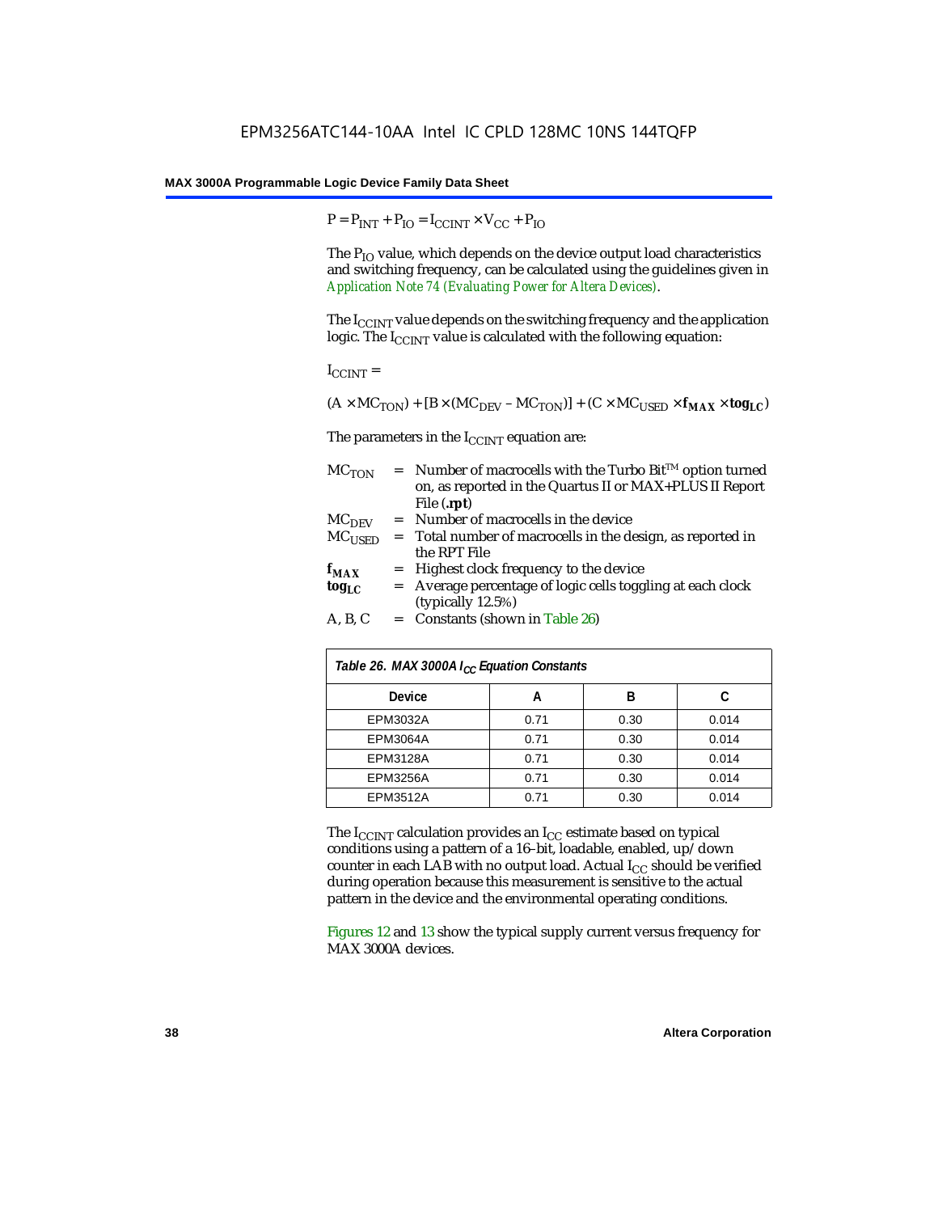$$P = P_{INT} + P_{IO} = I_{CCINT} \times V_{CC} + P_{IO}$$

The $P_{IO}$ value, which depends on the device output load characteristics and switching frequency, can be calculated using the guidelines given in *Application Note 74 (Evaluating Power for Altera Devices)*.

The $I_{CCINT}$ value depends on the switching frequency and the application logic. The $I_{CCINT}$ value is calculated with the following equation:

$I_{CCINT}$ =

$$(A \times MC_{TON}) + [B \times (MC_{DEV} - MC_{TON})] + (C \times MC_{USED} \times \mathbf{f_{MAX}} \times \mathbf{tog_{LC}})$$

The parameters in the $I_{CCINT}$ equation are:

- $MC_{TON}$ = Number of macrocells with the Turbo Bit™ option turned on, as reported in the Quartus II or MAX+PLUS II Report File (**.rpt**)
- $MC_{DEV}$ = Number of macrocells in the device
- $MC_{USED}$ = Total number of macrocells in the design, as reported in the RPT File
- $\mathbf{f_{MAX}}$ = Highest clock frequency to the device
- $\mathbf{tog_{LC}}$ = Average percentage of logic cells toggling at each clock (typically 12.5%)
- A, B, C = Constants (shown in Table 26)

| Table 26. MAX 3000A $I_{CC}$ Equation Constants | | | |
|---|---|---|---|
| **Device** | **A** | **B** | **C** |
| EPM3032A | 0.71 | 0.30 | 0.014 |
| EPM3064A | 0.71 | 0.30 | 0.014 |
| EPM3128A | 0.71 | 0.30 | 0.014 |
| EPM3256A | 0.71 | 0.30 | 0.014 |
| EPM3512A | 0.71 | 0.30 | 0.014 |

The $I_{CCINT}$ calculation provides an $I_{CC}$ estimate based on typical conditions using a pattern of a 16–bit, loadable, enabled, up/down counter in each LAB with no output load. Actual $I_{CC}$ should be verified during operation because this measurement is sensitive to the actual pattern in the device and the environmental operating conditions.

Figures 12 and 13 show the typical supply current versus frequency for MAX 3000A devices.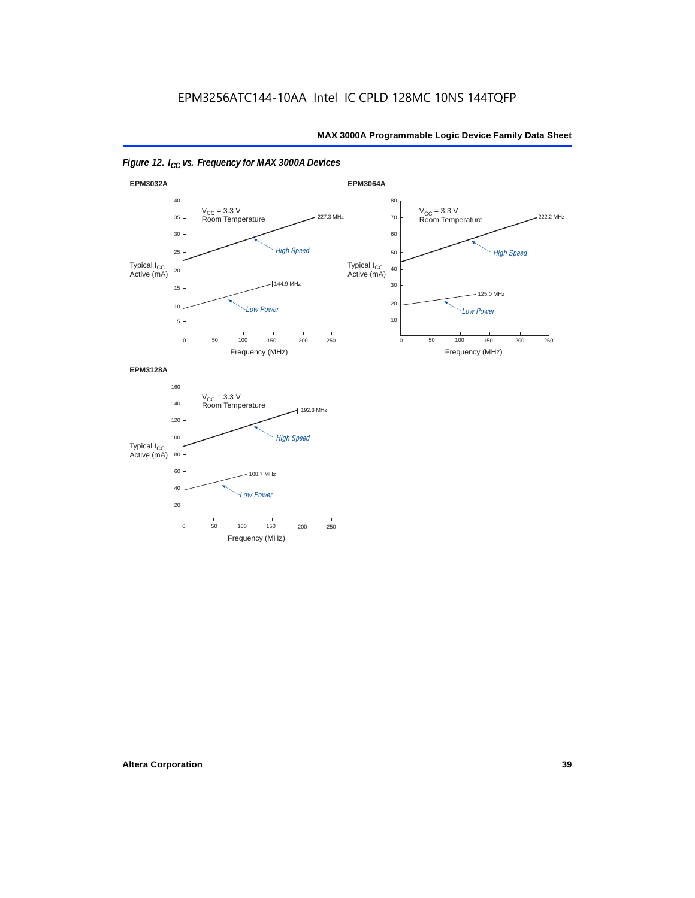*Figure 12. $I_{CC}$ vs. Frequency for MAX 3000A Devices*

**EPM3032A**

$V_{CC}$ = 3.3 V
Room Temperature

Typical $I_{CC}$ Active (mA)

Frequency (MHz)

High Speed: 227.3 MHz

Low Power: 144.9 MHz

**EPM3064A**

$V_{CC}$ = 3.3 V
Room Temperature

Typical $I_{CC}$ Active (mA)

Frequency (MHz)

High Speed: 222.2 MHz

Low Power: 125.0 MHz

**EPM3128A**

$V_{CC}$ = 3.3 V
Room Temperature

Typical $I_{CC}$ Active (mA)

Frequency (MHz)

High Speed: 192.3 MHz

Low Power: 108.7 MHz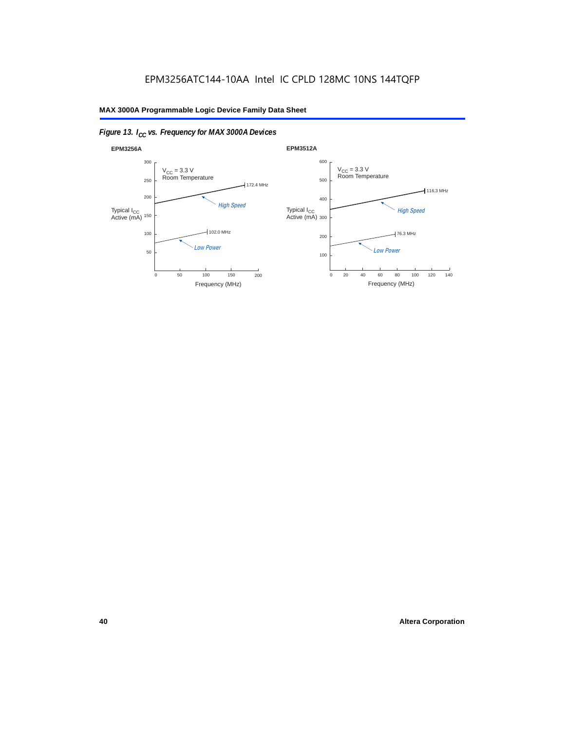EPM3256ATC144-10AA Intel IC CPLD 128MC 10NS 144TQFP

*Figure 13. $I_{CC}$ vs. Frequency for MAX 3000A Devices*

**EPM3256A**

$V_{CC}$ = 3.3 V
Room Temperature

Typical $I_{CC}$ Active (mA)

300, 250, 200, 150, 100, 50

172.4 MHz

*High Speed*

102.0 MHz

*Low Power*

0, 50, 100, 150, 200

Frequency (MHz)

**EPM3512A**

$V_{CC}$ = 3.3 V
Room Temperature

Typical $I_{CC}$ Active (mA)

600, 500, 400, 300, 200, 100

116.3 MHz

*High Speed*

76.3 MHz

*Low Power*

0, 20, 40, 60, 80, 100, 120, 140

Frequency (MHz)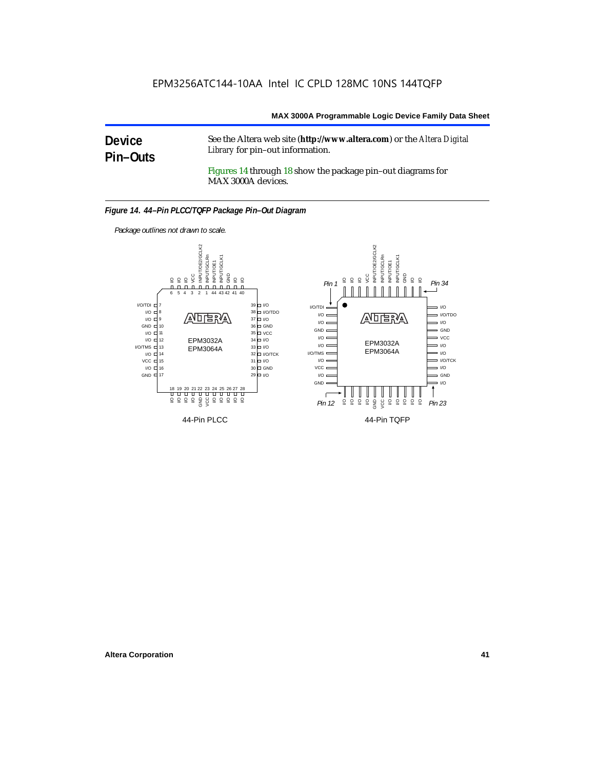## Device Pin–Outs

See the Altera web site (**http://www.altera.com**) or the *Altera Digital Library* for pin–out information.

Figures 14 through 18 show the package pin–out diagrams for MAX 3000A devices.

***Figure 14. 44–Pin PLCC/TQFP Package Pin–Out Diagram***

*Package outlines not drawn to scale.*

44-Pin PLCC

44-Pin TQFP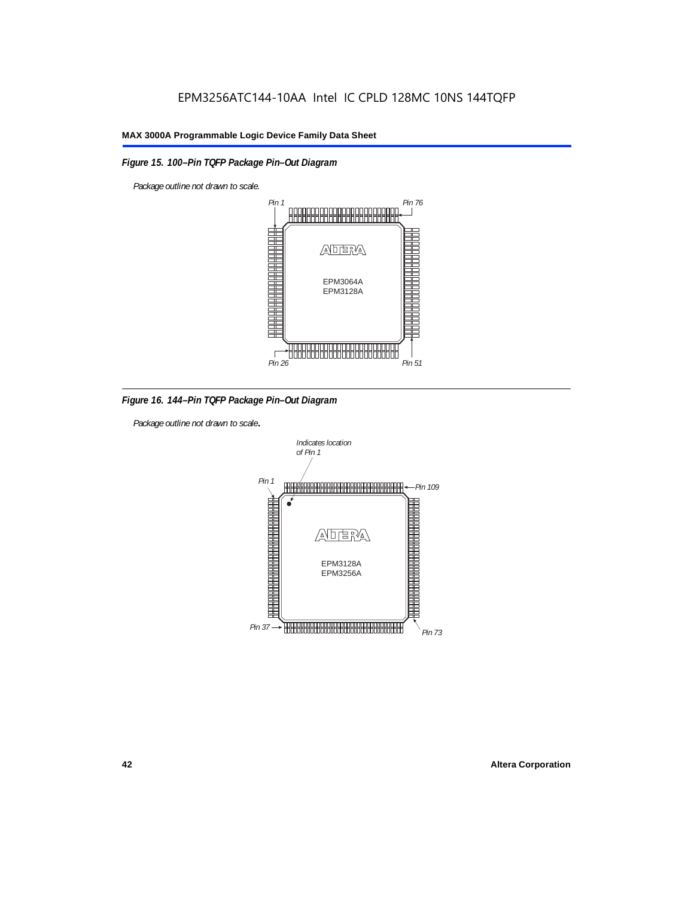EPM3256ATC144-10AA Intel IC CPLD 128MC 10NS 144TQFP

*Figure 15. 100–Pin TQFP Package Pin–Out Diagram*

*Package outline not drawn to scale.*

*Pin 1* *Pin 76*

EPM3064A
EPM3128A

*Pin 26* *Pin 51*

*Figure 16. 144–Pin TQFP Package Pin–Out Diagram*

*Package outline not drawn to scale.*

*Indicates location of Pin 1*

*Pin 1* *Pin 109*

EPM3128A
EPM3256A

*Pin 37* *Pin 73*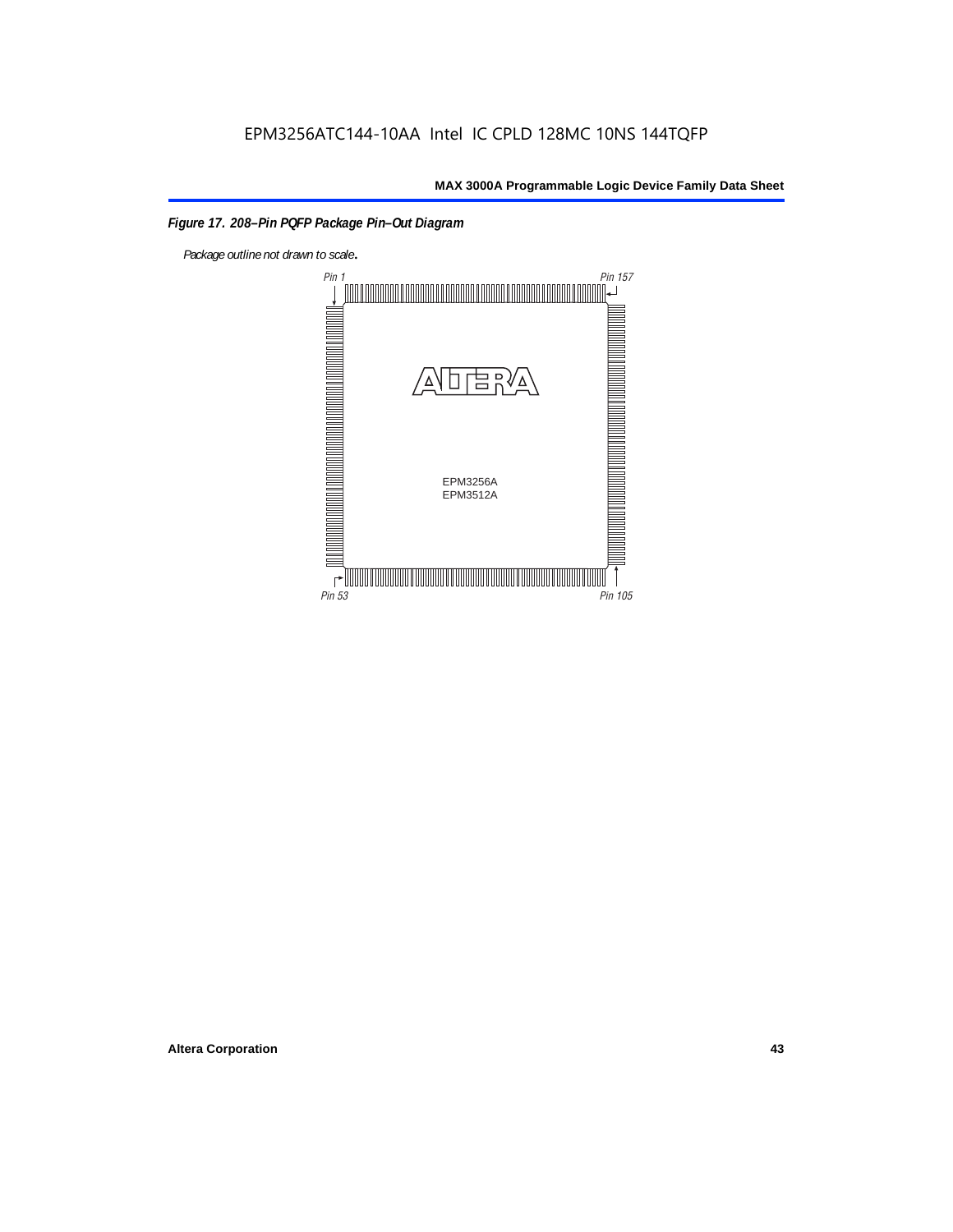*Figure 17. 208–Pin PQFP Package Pin–Out Diagram*

*Package outline not drawn to scale.*

Pin 1

Pin 157

EPM3256A
EPM3512A

Pin 53

Pin 105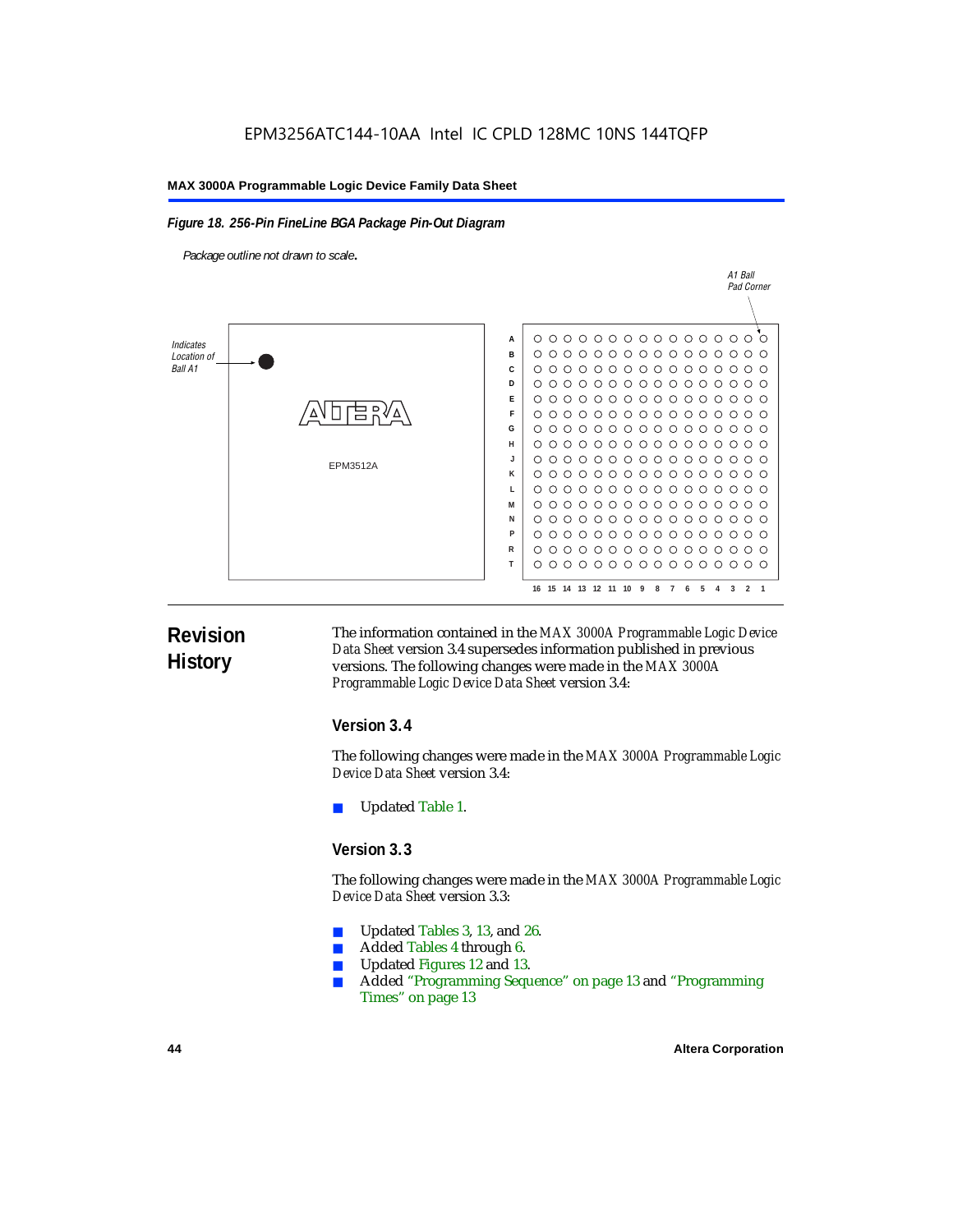EPM3256ATC144-10AA Intel IC CPLD 128MC 10NS 144TQFP

*Figure 18. 256-Pin FineLine BGA Package Pin-Out Diagram*

*Package outline not drawn to scale.*

# Revision History

The information contained in the *MAX 3000A Programmable Logic Device Data Sheet* version 3.4 supersedes information published in previous versions. The following changes were made in the *MAX 3000A Programmable Logic Device Data Sheet* version 3.4:

## Version 3.4

The following changes were made in the *MAX 3000A Programmable Logic Device Data Sheet* version 3.4:

- Updated Table 1.

## Version 3.3

The following changes were made in the *MAX 3000A Programmable Logic Device Data Sheet* version 3.3:

- Updated Tables 3, 13, and 26.
- Added Tables 4 through 6.
- Updated Figures 12 and 13.
- Added "Programming Sequence" on page 13 and "Programming Times" on page 13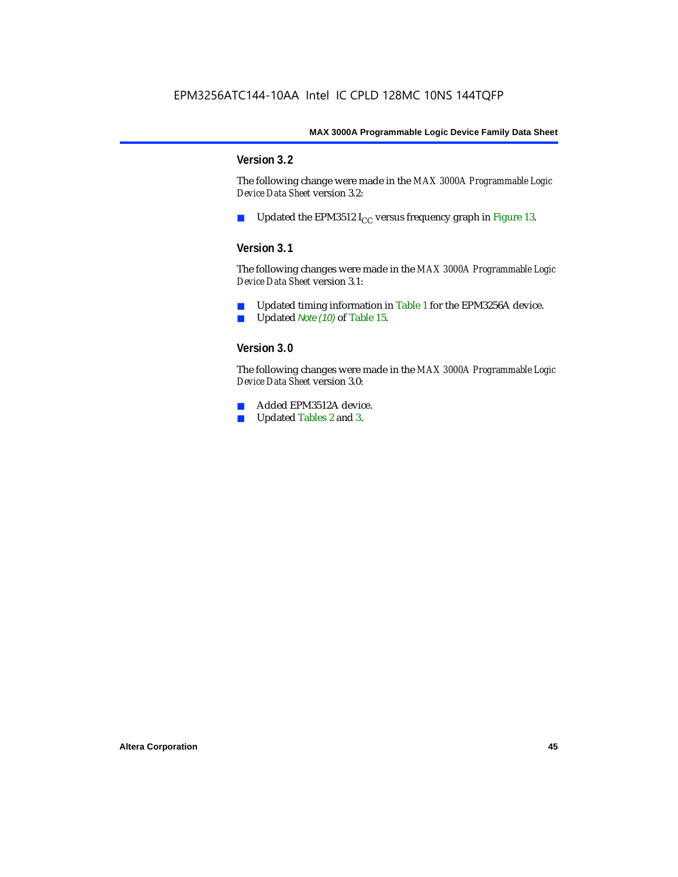## Version 3.2

The following change were made in the *MAX 3000A Programmable Logic Device Data Sheet* version 3.2:

- Updated the EPM3512 $I_{CC}$ versus frequency graph in Figure 13.

## Version 3.1

The following changes were made in the *MAX 3000A Programmable Logic Device Data Sheet* version 3.1:

- Updated timing information in Table 1 for the EPM3256A device.
- Updated *Note (10)* of Table 15.

## Version 3.0

The following changes were made in the *MAX 3000A Programmable Logic Device Data Sheet* version 3.0:

- Added EPM3512A device.
- Updated Tables 2 and 3.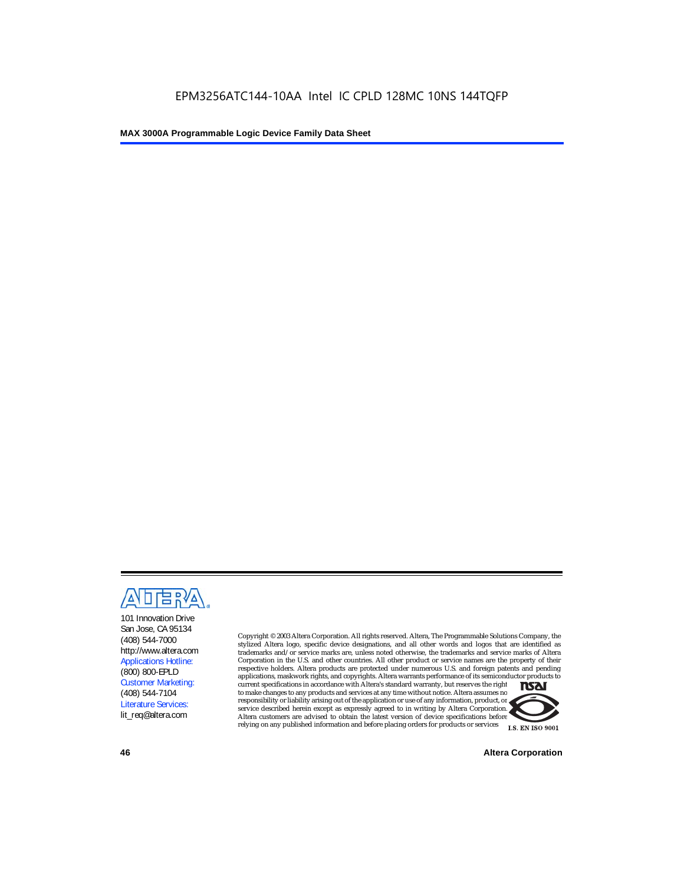101 Innovation Drive
San Jose, CA 95134
(408) 544-7000
http://www.altera.com
Applications Hotline:
(800) 800-EPLD
Customer Marketing:
(408) 544-7104
Literature Services:
lit_req@altera.com

Copyright © 2003 Altera Corporation. All rights reserved. Altera, The Programmable Solutions Company, the stylized Altera logo, specific device designations, and all other words and logos that are identified as trademarks and/or service marks are, unless noted otherwise, the trademarks and service marks of Altera Corporation in the U.S. and other countries. All other product or service names are the property of their respective holders. Altera products are protected under numerous U.S. and foreign patents and pending applications, maskwork rights, and copyrights. Altera warrants performance of its semiconductor products to current specifications in accordance with Altera's standard warranty, but reserves the right to make changes to any products and services at any time without notice. Altera assumes no responsibility or liability arising out of the application or use of any information, product, or service described herein except as expressly agreed to in writing by Altera Corporation. Altera customers are advised to obtain the latest version of device specifications before relying on any published information and before placing orders for products or services.

I.S. EN ISO 9001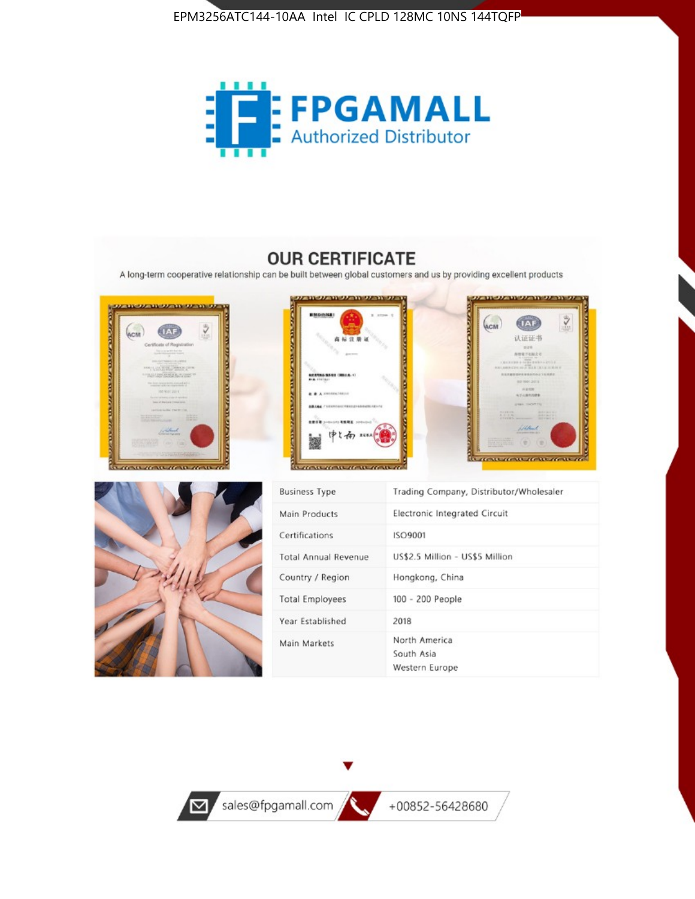FPGAMALL

Authorized Distributor

# OUR CERTIFICATE

A long-term cooperative relationship can be built between global customers and us by providing excellent products

| | |
|---|---|
| Business Type | Trading Company, Distributor/Wholesaler |
| Main Products | Electronic Integrated Circuit |
| Certifications | ISO9001 |
| Total Annual Revenue | US$2.5 Million - US$5 Million |
| Country / Region | Hongkong, China |
| Total Employees | 100 - 200 People |
| Year Established | 2018 |
| Main Markets | North America<br>South Asia<br>Western Europe |

sales@fpgamall.com

+00852-56428680